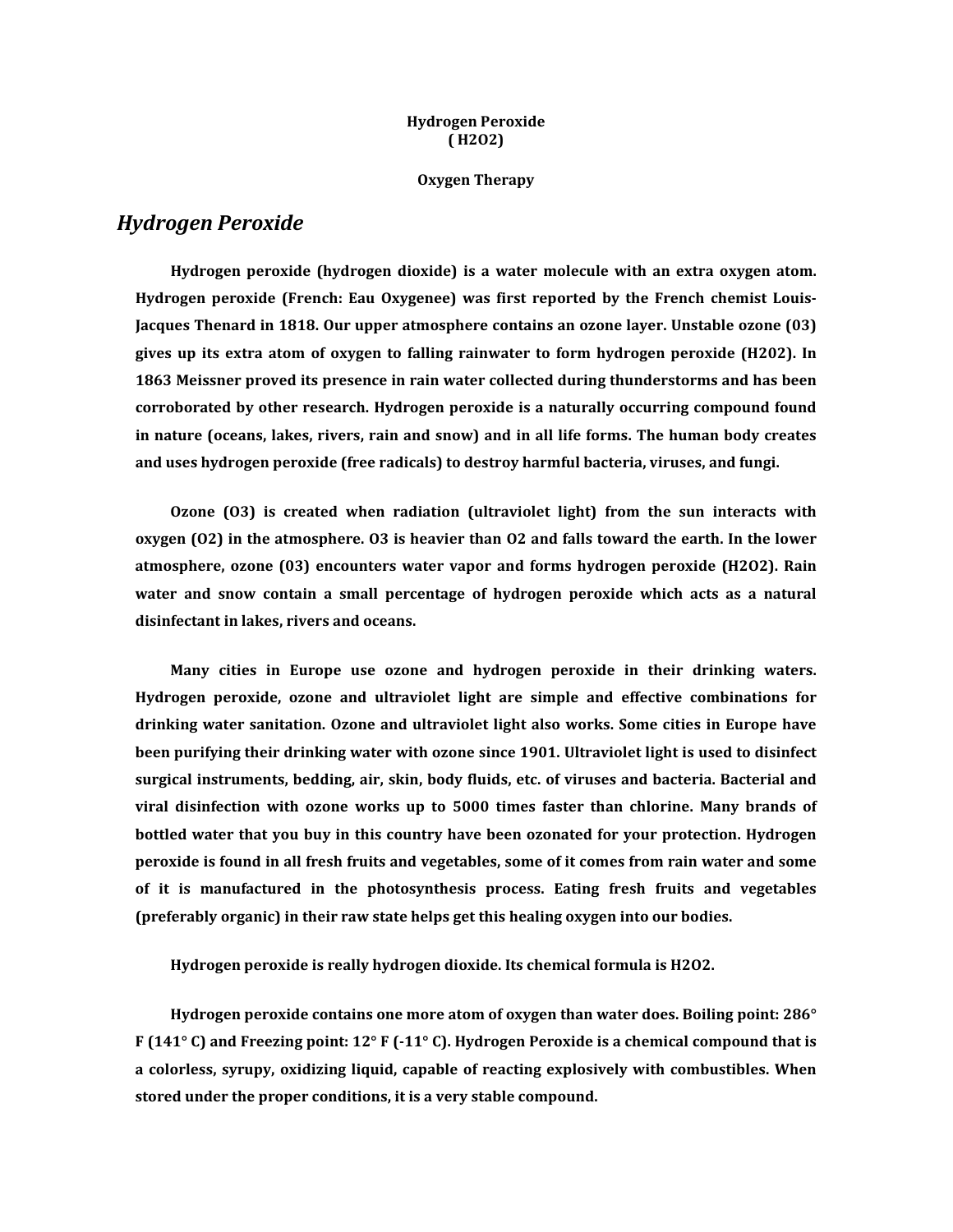**Hydrogen Peroxide**
**( $H_2O_2$)**

**Oxygen Therapy**

# *Hydrogen Peroxide*

**Hydrogen peroxide (hydrogen dioxide) is a water molecule with an extra oxygen atom. Hydrogen peroxide (French: Eau Oxygenee) was first reported by the French chemist Louis-Jacques Thenard in 1818. Our upper atmosphere contains an ozone layer. Unstable ozone (03) gives up its extra atom of oxygen to falling rainwater to form hydrogen peroxide (H202). In 1863 Meissner proved its presence in rain water collected during thunderstorms and has been corroborated by other research. Hydrogen peroxide is a naturally occurring compound found in nature (oceans, lakes, rivers, rain and snow) and in all life forms. The human body creates and uses hydrogen peroxide (free radicals) to destroy harmful bacteria, viruses, and fungi.**

**Ozone ($O_3$) is created when radiation (ultraviolet light) from the sun interacts with oxygen ($O_2$) in the atmosphere. $O_3$ is heavier than $O_2$ and falls toward the earth. In the lower atmosphere, ozone (03) encounters water vapor and forms hydrogen peroxide ($H_2O_2$). Rain water and snow contain a small percentage of hydrogen peroxide which acts as a natural disinfectant in lakes, rivers and oceans.**

**Many cities in Europe use ozone and hydrogen peroxide in their drinking waters. Hydrogen peroxide, ozone and ultraviolet light are simple and effective combinations for drinking water sanitation. Ozone and ultraviolet light also works. Some cities in Europe have been purifying their drinking water with ozone since 1901. Ultraviolet light is used to disinfect surgical instruments, bedding, air, skin, body fluids, etc. of viruses and bacteria. Bacterial and viral disinfection with ozone works up to 5000 times faster than chlorine. Many brands of bottled water that you buy in this country have been ozonated for your protection. Hydrogen peroxide is found in all fresh fruits and vegetables, some of it comes from rain water and some of it is manufactured in the photosynthesis process. Eating fresh fruits and vegetables (preferably organic) in their raw state helps get this healing oxygen into our bodies.**

**Hydrogen peroxide is really hydrogen dioxide. Its chemical formula is $H_2O_2$.**

**Hydrogen peroxide contains one more atom of oxygen than water does. Boiling point: 286° F (141° C) and Freezing point: 12° F (-11° C). Hydrogen Peroxide is a chemical compound that is a colorless, syrupy, oxidizing liquid, capable of reacting explosively with combustibles. When stored under the proper conditions, it is a very stable compound.**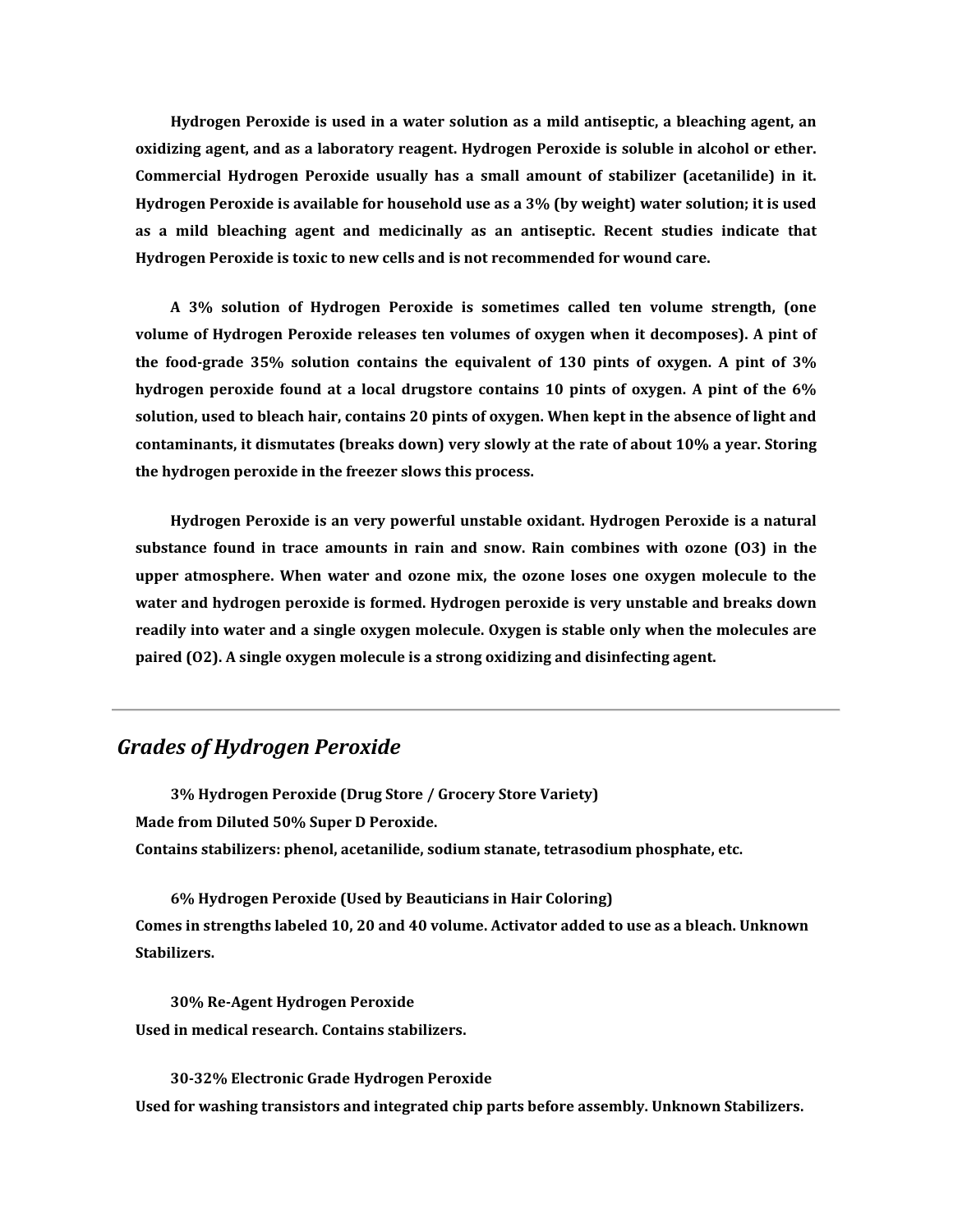**Hydrogen Peroxide is used in a water solution as a mild antiseptic, a bleaching agent, an oxidizing agent, and as a laboratory reagent. Hydrogen Peroxide is soluble in alcohol or ether. Commercial Hydrogen Peroxide usually has a small amount of stabilizer (acetanilide) in it. Hydrogen Peroxide is available for household use as a 3% (by weight) water solution; it is used as a mild bleaching agent and medicinally as an antiseptic. Recent studies indicate that Hydrogen Peroxide is toxic to new cells and is not recommended for wound care.**

**A 3% solution of Hydrogen Peroxide is sometimes called ten volume strength, (one volume of Hydrogen Peroxide releases ten volumes of oxygen when it decomposes). A pint of the food-grade 35% solution contains the equivalent of 130 pints of oxygen. A pint of 3% hydrogen peroxide found at a local drugstore contains 10 pints of oxygen. A pint of the 6% solution, used to bleach hair, contains 20 pints of oxygen. When kept in the absence of light and contaminants, it dismutates (breaks down) very slowly at the rate of about 10% a year. Storing the hydrogen peroxide in the freezer slows this process.**

**Hydrogen Peroxide is an very powerful unstable oxidant. Hydrogen Peroxide is a natural substance found in trace amounts in rain and snow. Rain combines with ozone ($O_3$) in the upper atmosphere. When water and ozone mix, the ozone loses one oxygen molecule to the water and hydrogen peroxide is formed. Hydrogen peroxide is very unstable and breaks down readily into water and a single oxygen molecule. Oxygen is stable only when the molecules are paired ($O_2$). A single oxygen molecule is a strong oxidizing and disinfecting agent.**

---

## *Grades of Hydrogen Peroxide*

**3% Hydrogen Peroxide (Drug Store / Grocery Store Variety)**
**Made from Diluted 50% Super D Peroxide.**
**Contains stabilizers: phenol, acetanilide, sodium stanate, tetrasodium phosphate, etc.**

**6% Hydrogen Peroxide (Used by Beauticians in Hair Coloring)**
**Comes in strengths labeled 10, 20 and 40 volume. Activator added to use as a bleach. Unknown Stabilizers.**

**30% Re-Agent Hydrogen Peroxide**
**Used in medical research. Contains stabilizers.**

**30-32% Electronic Grade Hydrogen Peroxide**
**Used for washing transistors and integrated chip parts before assembly. Unknown Stabilizers.**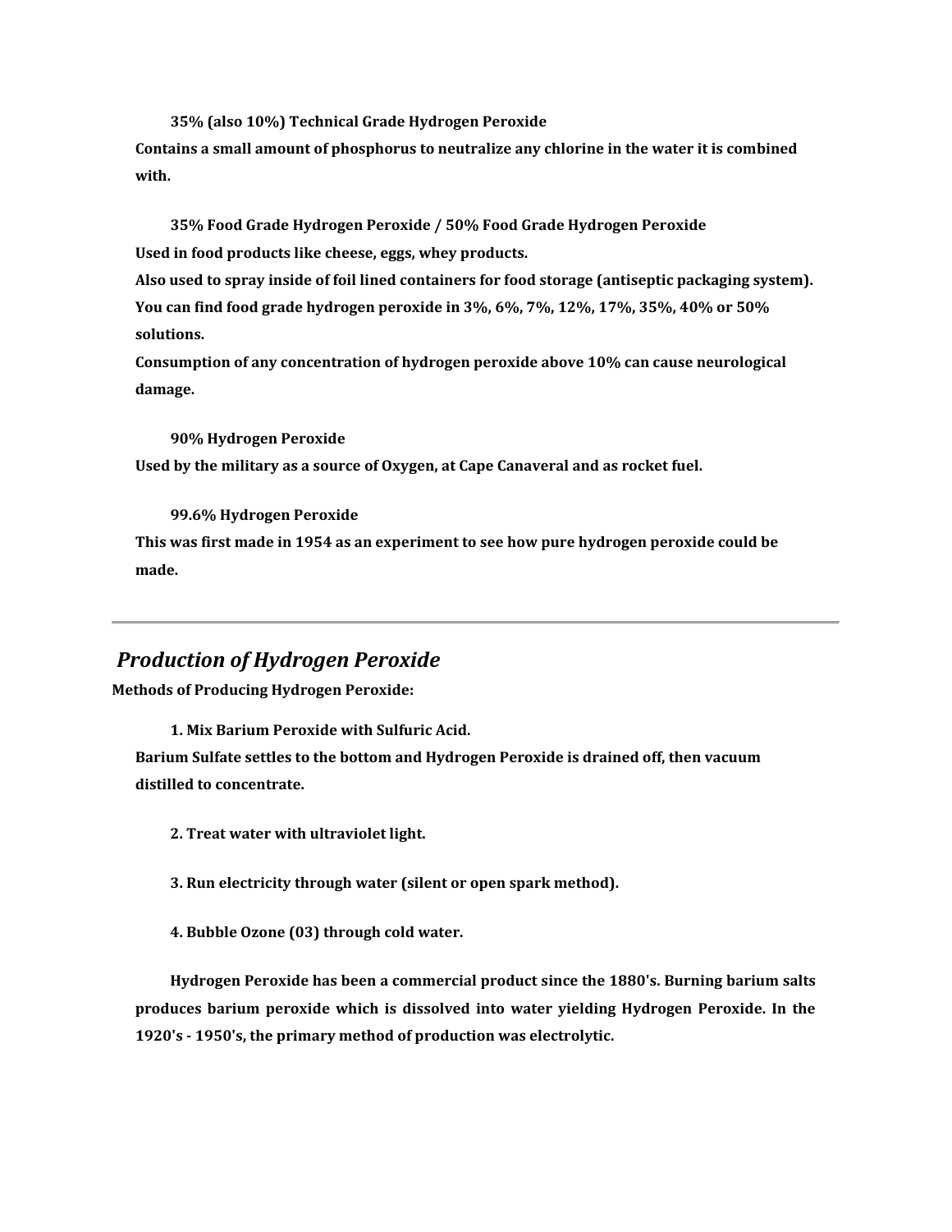**35% (also 10%) Technical Grade Hydrogen Peroxide**

**Contains a small amount of phosphorus to neutralize any chlorine in the water it is combined with.**

**35% Food Grade Hydrogen Peroxide / 50% Food Grade Hydrogen Peroxide**

**Used in food products like cheese, eggs, whey products.**
**Also used to spray inside of foil lined containers for food storage (antiseptic packaging system).**
**You can find food grade hydrogen peroxide in 3%, 6%, 7%, 12%, 17%, 35%, 40% or 50% solutions.**
**Consumption of any concentration of hydrogen peroxide above 10% can cause neurological damage.**

**90% Hydrogen Peroxide**

**Used by the military as a source of Oxygen, at Cape Canaveral and as rocket fuel.**

**99.6% Hydrogen Peroxide**

**This was first made in 1954 as an experiment to see how pure hydrogen peroxide could be made.**

---

## *Production of Hydrogen Peroxide*

**Methods of Producing Hydrogen Peroxide:**

**1. Mix Barium Peroxide with Sulfuric Acid.**

**Barium Sulfate settles to the bottom and Hydrogen Peroxide is drained off, then vacuum distilled to concentrate.**

**2. Treat water with ultraviolet light.**

**3. Run electricity through water (silent or open spark method).**

**4. Bubble Ozone (03) through cold water.**

**Hydrogen Peroxide has been a commercial product since the 1880's. Burning barium salts produces barium peroxide which is dissolved into water yielding Hydrogen Peroxide. In the 1920's - 1950's, the primary method of production was electrolytic.**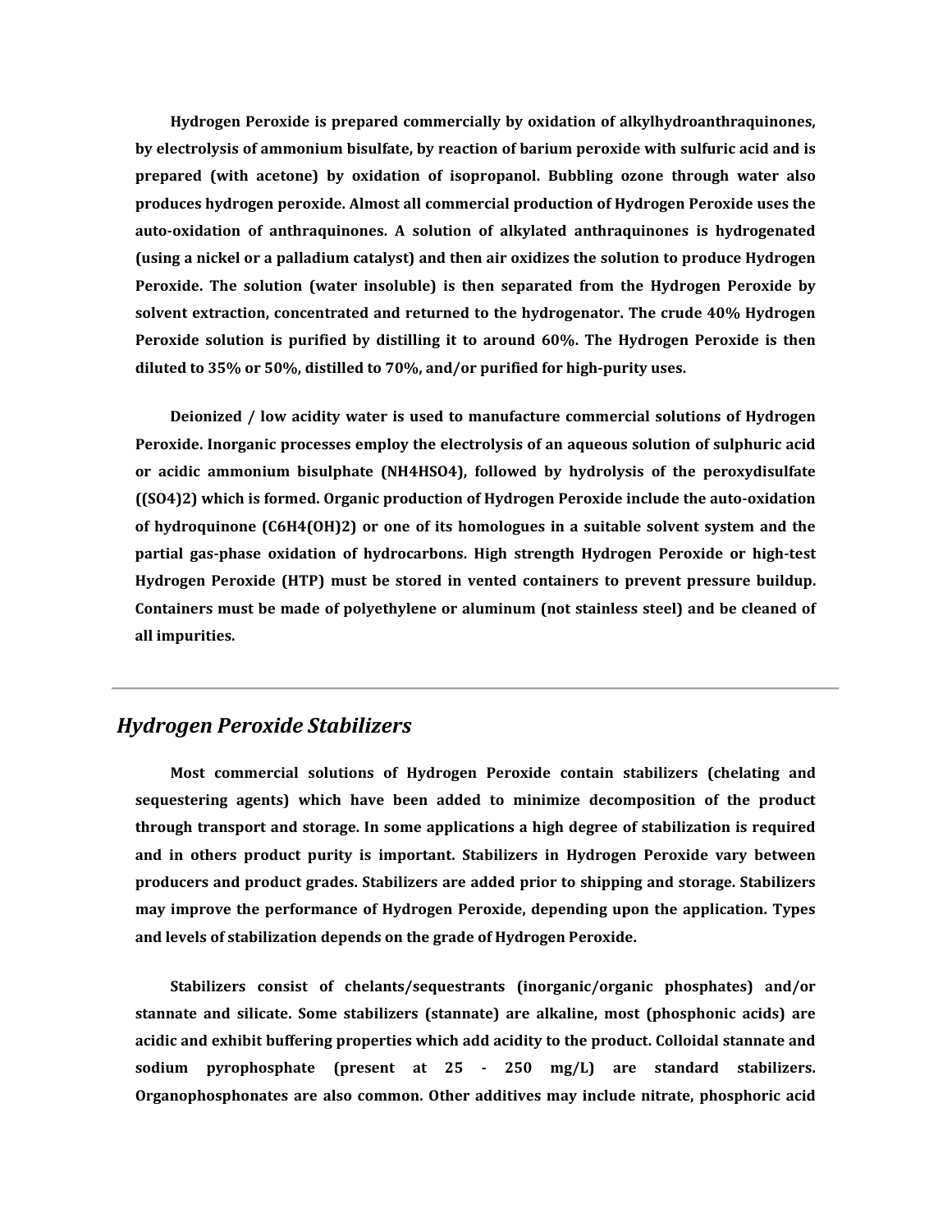**Hydrogen Peroxide is prepared commercially by oxidation of alkylhydroanthraquinones, by electrolysis of ammonium bisulfate, by reaction of barium peroxide with sulfuric acid and is prepared (with acetone) by oxidation of isopropanol. Bubbling ozone through water also produces hydrogen peroxide. Almost all commercial production of Hydrogen Peroxide uses the auto-oxidation of anthraquinones. A solution of alkylated anthraquinones is hydrogenated (using a nickel or a palladium catalyst) and then air oxidizes the solution to produce Hydrogen Peroxide. The solution (water insoluble) is then separated from the Hydrogen Peroxide by solvent extraction, concentrated and returned to the hydrogenator. The crude 40% Hydrogen Peroxide solution is purified by distilling it to around 60%. The Hydrogen Peroxide is then diluted to 35% or 50%, distilled to 70%, and/or purified for high-purity uses.**

**Deionized / low acidity water is used to manufacture commercial solutions of Hydrogen Peroxide. Inorganic processes employ the electrolysis of an aqueous solution of sulphuric acid or acidic ammonium bisulphate ($NH_4HSO_4$), followed by hydrolysis of the peroxydisulfate ($(SO_4)_2$) which is formed. Organic production of Hydrogen Peroxide include the auto-oxidation of hydroquinone ($C_6H_4(OH)_2$) or one of its homologues in a suitable solvent system and the partial gas-phase oxidation of hydrocarbons. High strength Hydrogen Peroxide or high-test Hydrogen Peroxide (HTP) must be stored in vented containers to prevent pressure buildup. Containers must be made of polyethylene or aluminum (not stainless steel) and be cleaned of all impurities.**

---

## *Hydrogen Peroxide Stabilizers*

**Most commercial solutions of Hydrogen Peroxide contain stabilizers (chelating and sequestering agents) which have been added to minimize decomposition of the product through transport and storage. In some applications a high degree of stabilization is required and in others product purity is important. Stabilizers in Hydrogen Peroxide vary between producers and product grades. Stabilizers are added prior to shipping and storage. Stabilizers may improve the performance of Hydrogen Peroxide, depending upon the application. Types and levels of stabilization depends on the grade of Hydrogen Peroxide.**

**Stabilizers consist of chelants/sequestrants (inorganic/organic phosphates) and/or stannate and silicate. Some stabilizers (stannate) are alkaline, most (phosphonic acids) are acidic and exhibit buffering properties which add acidity to the product. Colloidal stannate and sodium pyrophosphate (present at 25 - 250 mg/L) are standard stabilizers. Organophosphonates are also common. Other additives may include nitrate, phosphoric acid**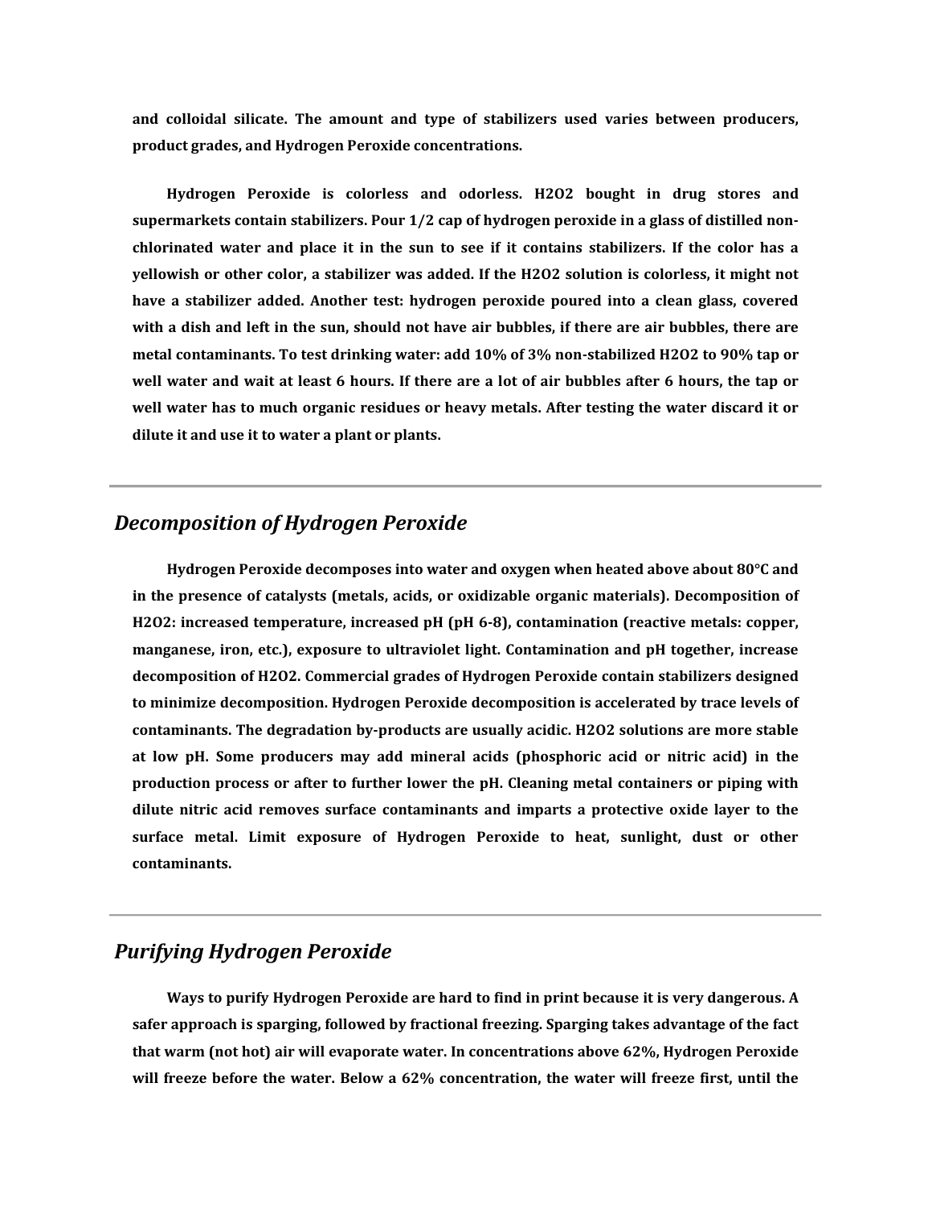**and colloidal silicate. The amount and type of stabilizers used varies between producers, product grades, and Hydrogen Peroxide concentrations.**

**Hydrogen Peroxide is colorless and odorless. $H_2O_2$ bought in drug stores and supermarkets contain stabilizers. Pour 1/2 cap of hydrogen peroxide in a glass of distilled non-chlorinated water and place it in the sun to see if it contains stabilizers. If the color has a yellowish or other color, a stabilizer was added. If the $H_2O_2$ solution is colorless, it might not have a stabilizer added. Another test: hydrogen peroxide poured into a clean glass, covered with a dish and left in the sun, should not have air bubbles, if there are air bubbles, there are metal contaminants. To test drinking water: add 10% of 3% non-stabilized $H_2O_2$ to 90% tap or well water and wait at least 6 hours. If there are a lot of air bubbles after 6 hours, the tap or well water has to much organic residues or heavy metals. After testing the water discard it or dilute it and use it to water a plant or plants.**

---

## *Decomposition of Hydrogen Peroxide*

**Hydrogen Peroxide decomposes into water and oxygen when heated above about 80°C and in the presence of catalysts (metals, acids, or oxidizable organic materials). Decomposition of $H_2O_2$: increased temperature, increased pH (pH 6-8), contamination (reactive metals: copper, manganese, iron, etc.), exposure to ultraviolet light. Contamination and pH together, increase decomposition of $H_2O_2$. Commercial grades of Hydrogen Peroxide contain stabilizers designed to minimize decomposition. Hydrogen Peroxide decomposition is accelerated by trace levels of contaminants. The degradation by-products are usually acidic. $H_2O_2$ solutions are more stable at low pH. Some producers may add mineral acids (phosphoric acid or nitric acid) in the production process or after to further lower the pH. Cleaning metal containers or piping with dilute nitric acid removes surface contaminants and imparts a protective oxide layer to the surface metal. Limit exposure of Hydrogen Peroxide to heat, sunlight, dust or other contaminants.**

---

## *Purifying Hydrogen Peroxide*

**Ways to purify Hydrogen Peroxide are hard to find in print because it is very dangerous. A safer approach is sparging, followed by fractional freezing. Sparging takes advantage of the fact that warm (not hot) air will evaporate water. In concentrations above 62%, Hydrogen Peroxide will freeze before the water. Below a 62% concentration, the water will freeze first, until the**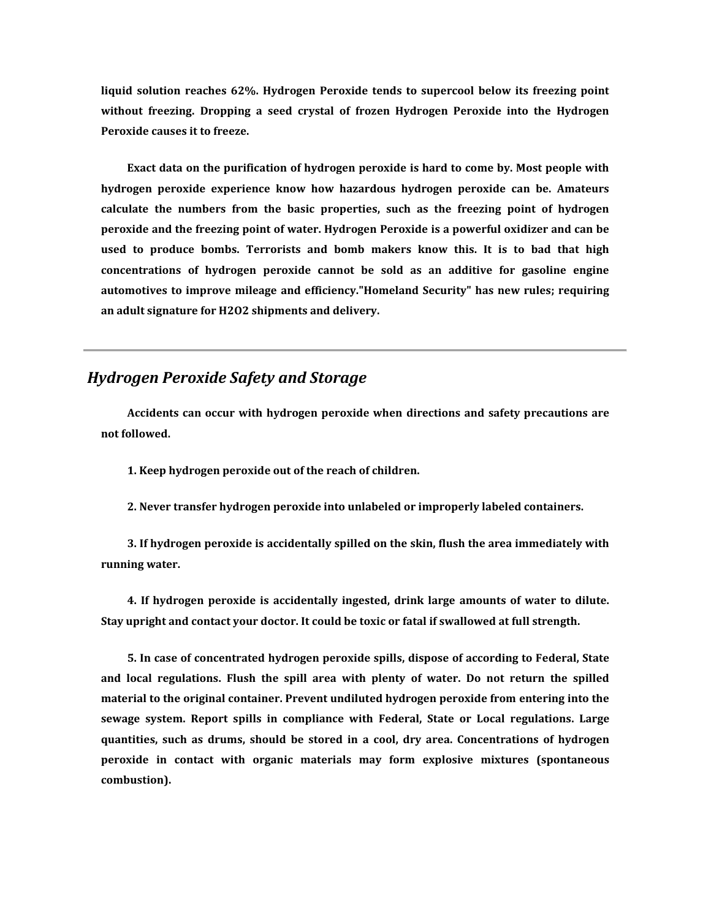**liquid solution reaches 62%. Hydrogen Peroxide tends to supercool below its freezing point without freezing. Dropping a seed crystal of frozen Hydrogen Peroxide into the Hydrogen Peroxide causes it to freeze.**

**Exact data on the purification of hydrogen peroxide is hard to come by. Most people with hydrogen peroxide experience know how hazardous hydrogen peroxide can be. Amateurs calculate the numbers from the basic properties, such as the freezing point of hydrogen peroxide and the freezing point of water. Hydrogen Peroxide is a powerful oxidizer and can be used to produce bombs. Terrorists and bomb makers know this. It is to bad that high concentrations of hydrogen peroxide cannot be sold as an additive for gasoline engine automotives to improve mileage and efficiency."Homeland Security" has new rules; requiring an adult signature for $H_2O_2$ shipments and delivery.**

---

## *Hydrogen Peroxide Safety and Storage*

**Accidents can occur with hydrogen peroxide when directions and safety precautions are not followed.**

**1. Keep hydrogen peroxide out of the reach of children.**

**2. Never transfer hydrogen peroxide into unlabeled or improperly labeled containers.**

**3. If hydrogen peroxide is accidentally spilled on the skin, flush the area immediately with running water.**

**4. If hydrogen peroxide is accidentally ingested, drink large amounts of water to dilute. Stay upright and contact your doctor. It could be toxic or fatal if swallowed at full strength.**

**5. In case of concentrated hydrogen peroxide spills, dispose of according to Federal, State and local regulations. Flush the spill area with plenty of water. Do not return the spilled material to the original container. Prevent undiluted hydrogen peroxide from entering into the sewage system. Report spills in compliance with Federal, State or Local regulations. Large quantities, such as drums, should be stored in a cool, dry area. Concentrations of hydrogen peroxide in contact with organic materials may form explosive mixtures (spontaneous combustion).**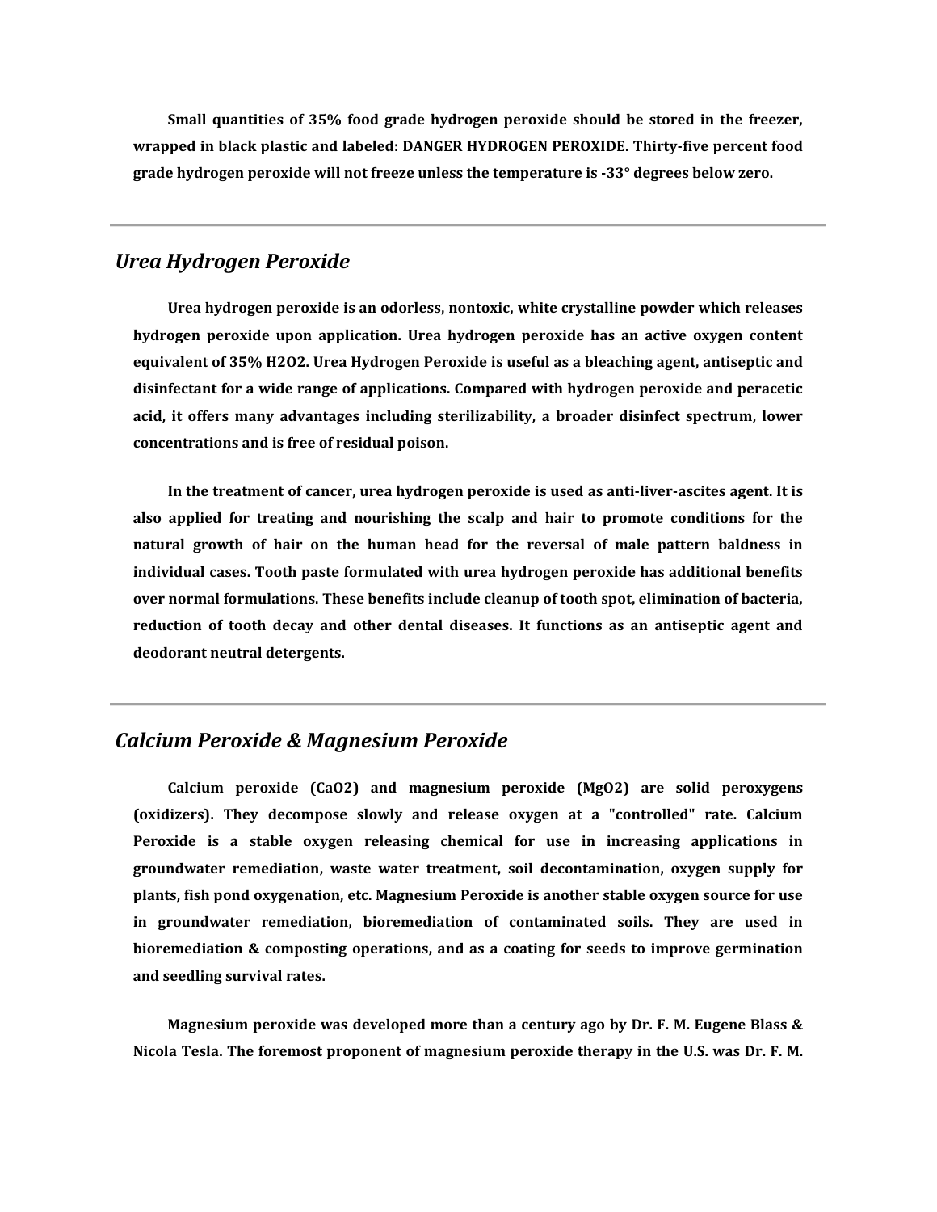**Small quantities of 35% food grade hydrogen peroxide should be stored in the freezer, wrapped in black plastic and labeled: DANGER HYDROGEN PEROXIDE. Thirty-five percent food grade hydrogen peroxide will not freeze unless the temperature is -33° degrees below zero.**

---

## *Urea Hydrogen Peroxide*

**Urea hydrogen peroxide is an odorless, nontoxic, white crystalline powder which releases hydrogen peroxide upon application. Urea hydrogen peroxide has an active oxygen content equivalent of 35% $H_2O_2$. Urea Hydrogen Peroxide is useful as a bleaching agent, antiseptic and disinfectant for a wide range of applications. Compared with hydrogen peroxide and peracetic acid, it offers many advantages including sterilizability, a broader disinfect spectrum, lower concentrations and is free of residual poison.**

**In the treatment of cancer, urea hydrogen peroxide is used as anti-liver-ascites agent. It is also applied for treating and nourishing the scalp and hair to promote conditions for the natural growth of hair on the human head for the reversal of male pattern baldness in individual cases. Tooth paste formulated with urea hydrogen peroxide has additional benefits over normal formulations. These benefits include cleanup of tooth spot, elimination of bacteria, reduction of tooth decay and other dental diseases. It functions as an antiseptic agent and deodorant neutral detergents.**

---

## *Calcium Peroxide & Magnesium Peroxide*

**Calcium peroxide ($CaO_2$) and magnesium peroxide ($MgO_2$) are solid peroxygens (oxidizers). They decompose slowly and release oxygen at a "controlled" rate. Calcium Peroxide is a stable oxygen releasing chemical for use in increasing applications in groundwater remediation, waste water treatment, soil decontamination, oxygen supply for plants, fish pond oxygenation, etc. Magnesium Peroxide is another stable oxygen source for use in groundwater remediation, bioremediation of contaminated soils. They are used in bioremediation & composting operations, and as a coating for seeds to improve germination and seedling survival rates.**

**Magnesium peroxide was developed more than a century ago by Dr. F. M. Eugene Blass & Nicola Tesla. The foremost proponent of magnesium peroxide therapy in the U.S. was Dr. F. M.**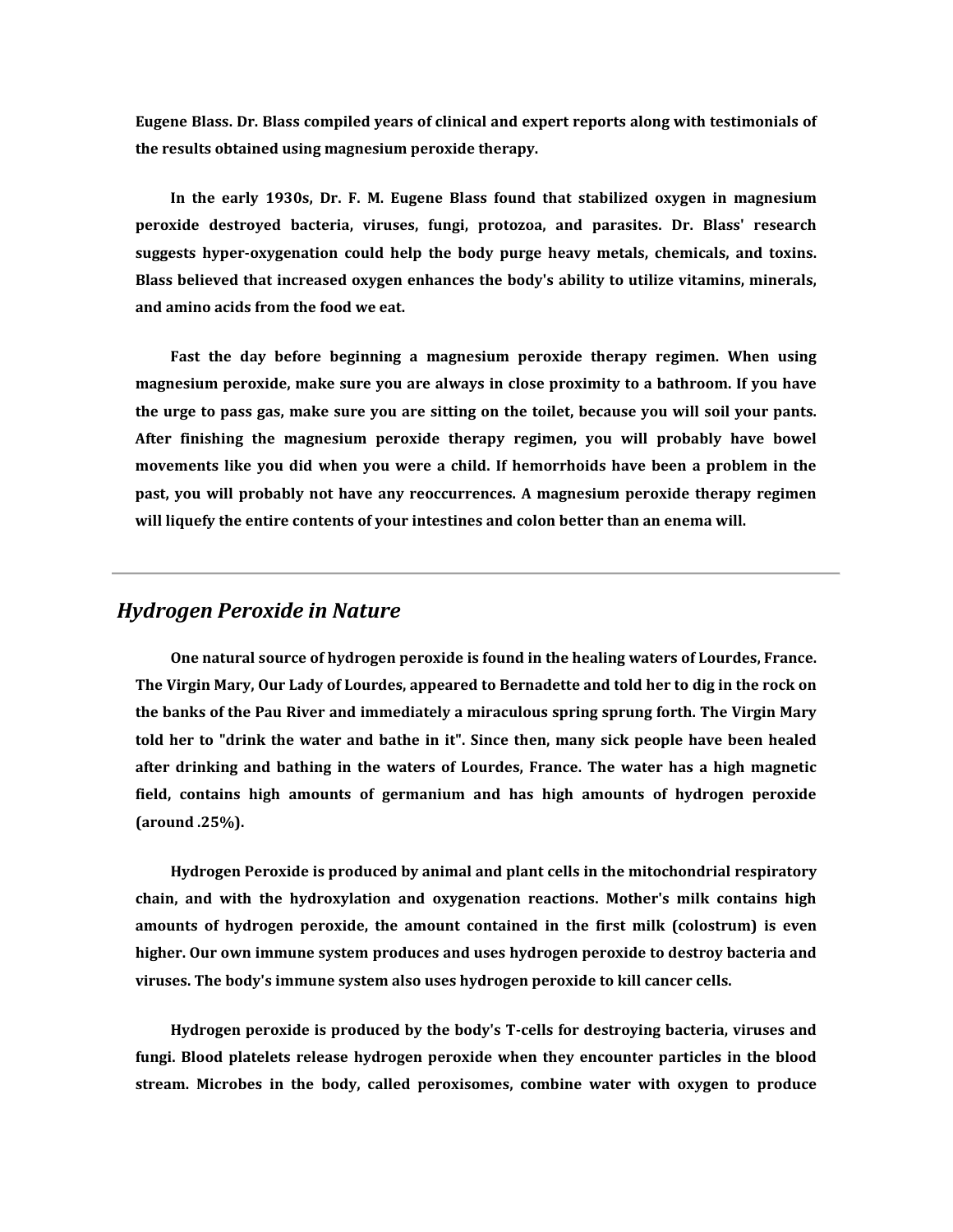**Eugene Blass. Dr. Blass compiled years of clinical and expert reports along with testimonials of the results obtained using magnesium peroxide therapy.**

**In the early 1930s, Dr. F. M. Eugene Blass found that stabilized oxygen in magnesium peroxide destroyed bacteria, viruses, fungi, protozoa, and parasites. Dr. Blass' research suggests hyper-oxygenation could help the body purge heavy metals, chemicals, and toxins. Blass believed that increased oxygen enhances the body's ability to utilize vitamins, minerals, and amino acids from the food we eat.**

**Fast the day before beginning a magnesium peroxide therapy regimen. When using magnesium peroxide, make sure you are always in close proximity to a bathroom. If you have the urge to pass gas, make sure you are sitting on the toilet, because you will soil your pants. After finishing the magnesium peroxide therapy regimen, you will probably have bowel movements like you did when you were a child. If hemorrhoids have been a problem in the past, you will probably not have any reoccurrences. A magnesium peroxide therapy regimen will liquefy the entire contents of your intestines and colon better than an enema will.**

---

## *Hydrogen Peroxide in Nature*

**One natural source of hydrogen peroxide is found in the healing waters of Lourdes, France. The Virgin Mary, Our Lady of Lourdes, appeared to Bernadette and told her to dig in the rock on the banks of the Pau River and immediately a miraculous spring sprung forth. The Virgin Mary told her to "drink the water and bathe in it". Since then, many sick people have been healed after drinking and bathing in the waters of Lourdes, France. The water has a high magnetic field, contains high amounts of germanium and has high amounts of hydrogen peroxide (around .25%).**

**Hydrogen Peroxide is produced by animal and plant cells in the mitochondrial respiratory chain, and with the hydroxylation and oxygenation reactions. Mother's milk contains high amounts of hydrogen peroxide, the amount contained in the first milk (colostrum) is even higher. Our own immune system produces and uses hydrogen peroxide to destroy bacteria and viruses. The body's immune system also uses hydrogen peroxide to kill cancer cells.**

**Hydrogen peroxide is produced by the body's T-cells for destroying bacteria, viruses and fungi. Blood platelets release hydrogen peroxide when they encounter particles in the blood stream. Microbes in the body, called peroxisomes, combine water with oxygen to produce**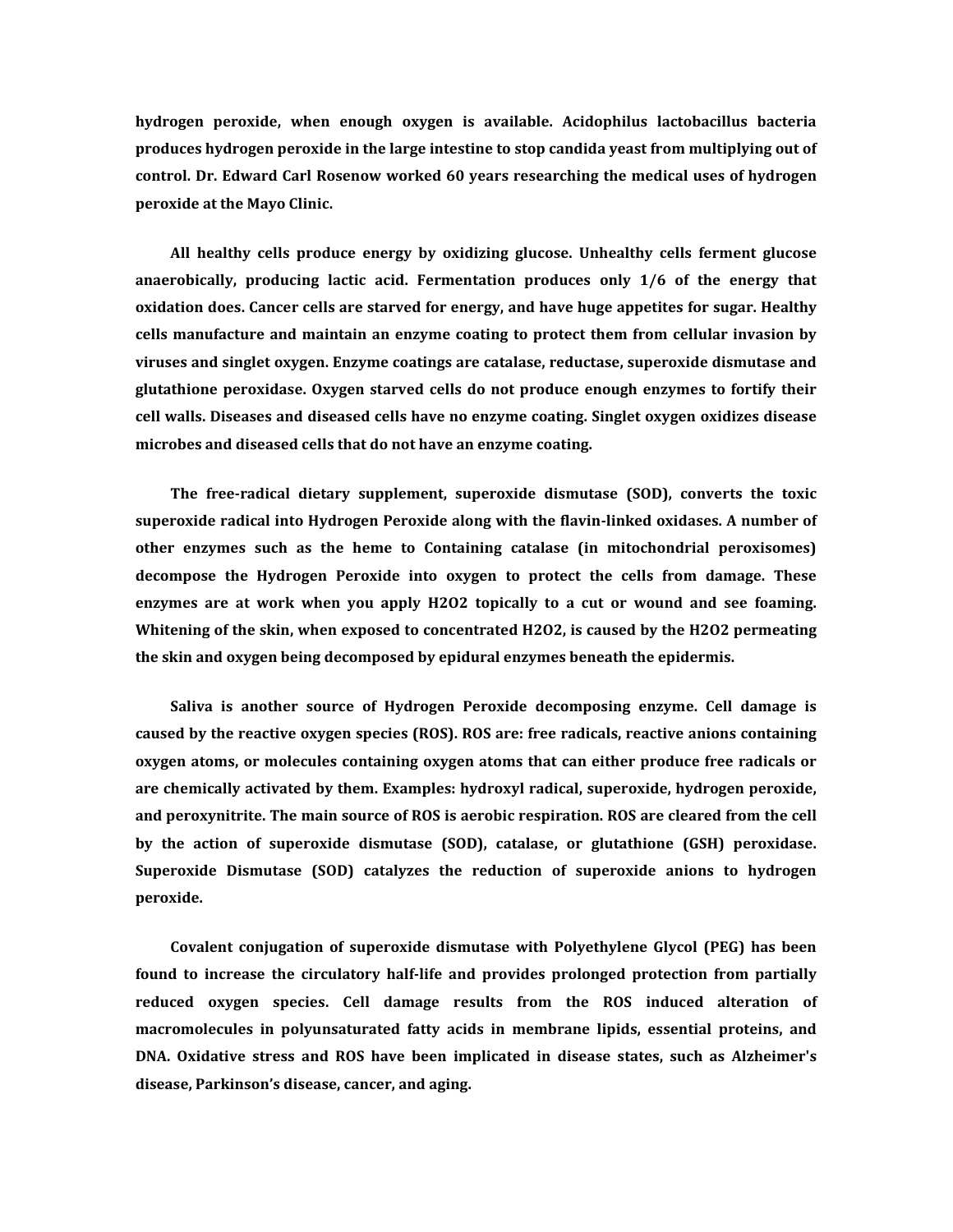**hydrogen peroxide, when enough oxygen is available. Acidophilus lactobacillus bacteria produces hydrogen peroxide in the large intestine to stop candida yeast from multiplying out of control. Dr. Edward Carl Rosenow worked 60 years researching the medical uses of hydrogen peroxide at the Mayo Clinic.**

**All healthy cells produce energy by oxidizing glucose. Unhealthy cells ferment glucose anaerobically, producing lactic acid. Fermentation produces only 1/6 of the energy that oxidation does. Cancer cells are starved for energy, and have huge appetites for sugar. Healthy cells manufacture and maintain an enzyme coating to protect them from cellular invasion by viruses and singlet oxygen. Enzyme coatings are catalase, reductase, superoxide dismutase and glutathione peroxidase. Oxygen starved cells do not produce enough enzymes to fortify their cell walls. Diseases and diseased cells have no enzyme coating. Singlet oxygen oxidizes disease microbes and diseased cells that do not have an enzyme coating.**

**The free-radical dietary supplement, superoxide dismutase (SOD), converts the toxic superoxide radical into Hydrogen Peroxide along with the flavin-linked oxidases. A number of other enzymes such as the heme to Containing catalase (in mitochondrial peroxisomes) decompose the Hydrogen Peroxide into oxygen to protect the cells from damage. These enzymes are at work when you apply $H_2O_2$ topically to a cut or wound and see foaming. Whitening of the skin, when exposed to concentrated $H_2O_2$, is caused by the $H_2O_2$ permeating the skin and oxygen being decomposed by epidural enzymes beneath the epidermis.**

**Saliva is another source of Hydrogen Peroxide decomposing enzyme. Cell damage is caused by the reactive oxygen species (ROS). ROS are: free radicals, reactive anions containing oxygen atoms, or molecules containing oxygen atoms that can either produce free radicals or are chemically activated by them. Examples: hydroxyl radical, superoxide, hydrogen peroxide, and peroxynitrite. The main source of ROS is aerobic respiration. ROS are cleared from the cell by the action of superoxide dismutase (SOD), catalase, or glutathione (GSH) peroxidase. Superoxide Dismutase (SOD) catalyzes the reduction of superoxide anions to hydrogen peroxide.**

**Covalent conjugation of superoxide dismutase with Polyethylene Glycol (PEG) has been found to increase the circulatory half-life and provides prolonged protection from partially reduced oxygen species. Cell damage results from the ROS induced alteration of macromolecules in polyunsaturated fatty acids in membrane lipids, essential proteins, and DNA. Oxidative stress and ROS have been implicated in disease states, such as Alzheimer's disease, Parkinson's disease, cancer, and aging.**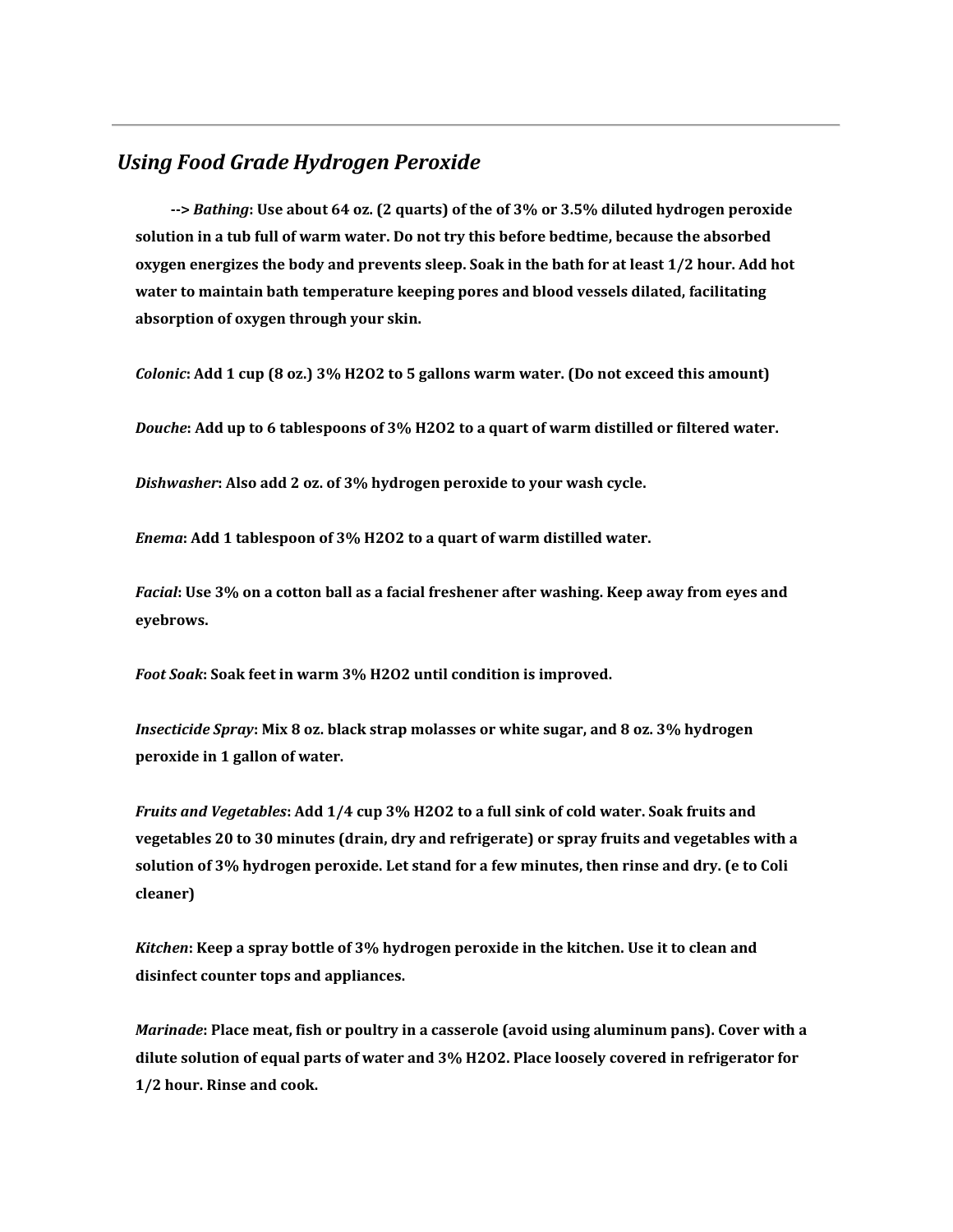## *Using Food Grade Hydrogen Peroxide*

**--> *Bathing*: Use about 64 oz. (2 quarts) of the of 3% or 3.5% diluted hydrogen peroxide solution in a tub full of warm water. Do not try this before bedtime, because the absorbed oxygen energizes the body and prevents sleep. Soak in the bath for at least 1/2 hour. Add hot water to maintain bath temperature keeping pores and blood vessels dilated, facilitating absorption of oxygen through your skin.**

***Colonic*: Add 1 cup (8 oz.) 3% H2O2 to 5 gallons warm water. (Do not exceed this amount)**

***Douche*: Add up to 6 tablespoons of 3% H2O2 to a quart of warm distilled or filtered water.**

***Dishwasher*: Also add 2 oz. of 3% hydrogen peroxide to your wash cycle.**

***Enema*: Add 1 tablespoon of 3% H2O2 to a quart of warm distilled water.**

***Facial*: Use 3% on a cotton ball as a facial freshener after washing. Keep away from eyes and eyebrows.**

***Foot Soak*: Soak feet in warm 3% H2O2 until condition is improved.**

***Insecticide Spray*: Mix 8 oz. black strap molasses or white sugar, and 8 oz. 3% hydrogen peroxide in 1 gallon of water.**

***Fruits and Vegetables*: Add 1/4 cup 3% H2O2 to a full sink of cold water. Soak fruits and vegetables 20 to 30 minutes (drain, dry and refrigerate) or spray fruits and vegetables with a solution of 3% hydrogen peroxide. Let stand for a few minutes, then rinse and dry. (e to Coli cleaner)**

***Kitchen*: Keep a spray bottle of 3% hydrogen peroxide in the kitchen. Use it to clean and disinfect counter tops and appliances.**

***Marinade*: Place meat, fish or poultry in a casserole (avoid using aluminum pans). Cover with a dilute solution of equal parts of water and 3% H2O2. Place loosely covered in refrigerator for 1/2 hour. Rinse and cook.**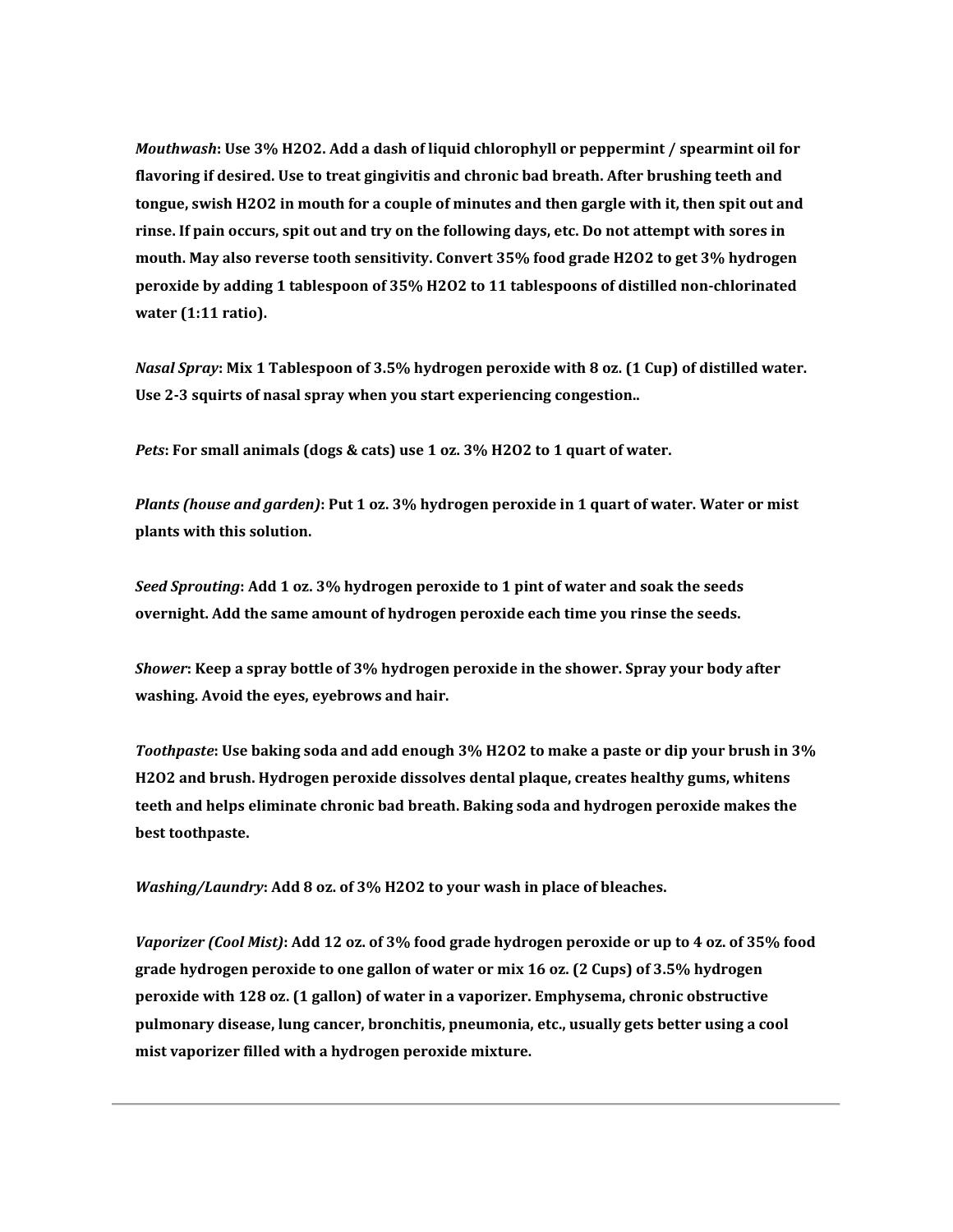***Mouthwash*: Use 3% $H_2O_2$. Add a dash of liquid chlorophyll or peppermint / spearmint oil for flavoring if desired. Use to treat gingivitis and chronic bad breath. After brushing teeth and tongue, swish $H_2O_2$ in mouth for a couple of minutes and then gargle with it, then spit out and rinse. If pain occurs, spit out and try on the following days, etc. Do not attempt with sores in mouth. May also reverse tooth sensitivity. Convert 35% food grade $H_2O_2$ to get 3% hydrogen peroxide by adding 1 tablespoon of 35% $H_2O_2$ to 11 tablespoons of distilled non-chlorinated water (1:11 ratio).**

***Nasal Spray*: Mix 1 Tablespoon of 3.5% hydrogen peroxide with 8 oz. (1 Cup) of distilled water. Use 2-3 squirts of nasal spray when you start experiencing congestion..**

***Pets*: For small animals (dogs & cats) use 1 oz. 3% $H_2O_2$ to 1 quart of water.**

***Plants (house and garden)*: Put 1 oz. 3% hydrogen peroxide in 1 quart of water. Water or mist plants with this solution.**

***Seed Sprouting*: Add 1 oz. 3% hydrogen peroxide to 1 pint of water and soak the seeds overnight. Add the same amount of hydrogen peroxide each time you rinse the seeds.**

***Shower*: Keep a spray bottle of 3% hydrogen peroxide in the shower. Spray your body after washing. Avoid the eyes, eyebrows and hair.**

***Toothpaste*: Use baking soda and add enough 3% $H_2O_2$ to make a paste or dip your brush in 3% $H_2O_2$ and brush. Hydrogen peroxide dissolves dental plaque, creates healthy gums, whitens teeth and helps eliminate chronic bad breath. Baking soda and hydrogen peroxide makes the best toothpaste.**

***Washing/Laundry*: Add 8 oz. of 3% $H_2O_2$ to your wash in place of bleaches.**

***Vaporizer (Cool Mist)*: Add 12 oz. of 3% food grade hydrogen peroxide or up to 4 oz. of 35% food grade hydrogen peroxide to one gallon of water or mix 16 oz. (2 Cups) of 3.5% hydrogen peroxide with 128 oz. (1 gallon) of water in a vaporizer. Emphysema, chronic obstructive pulmonary disease, lung cancer, bronchitis, pneumonia, etc., usually gets better using a cool mist vaporizer filled with a hydrogen peroxide mixture.**

---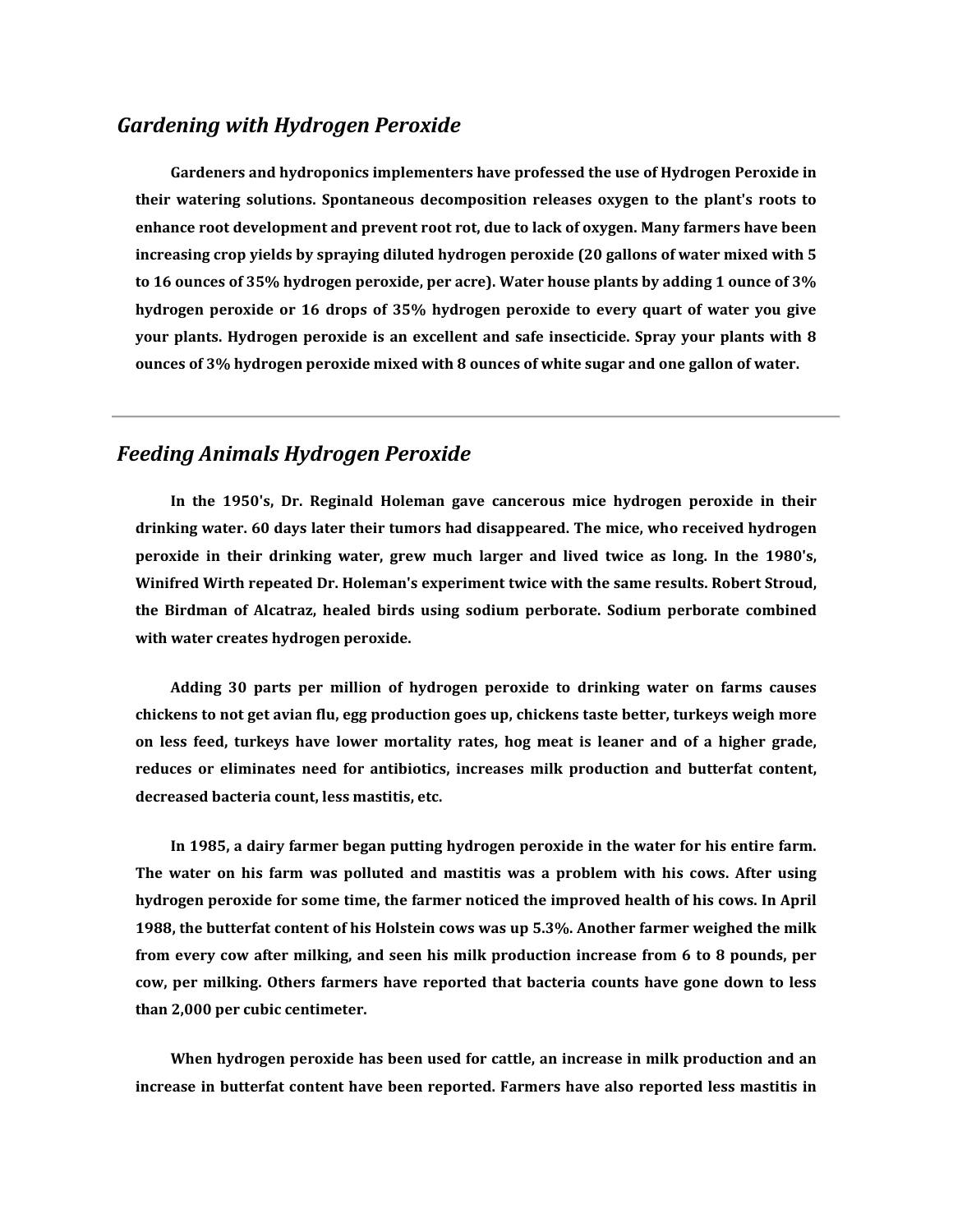## *Gardening with Hydrogen Peroxide*

**Gardeners and hydroponics implementers have professed the use of Hydrogen Peroxide in their watering solutions. Spontaneous decomposition releases oxygen to the plant's roots to enhance root development and prevent root rot, due to lack of oxygen. Many farmers have been increasing crop yields by spraying diluted hydrogen peroxide (20 gallons of water mixed with 5 to 16 ounces of 35% hydrogen peroxide, per acre). Water house plants by adding 1 ounce of 3% hydrogen peroxide or 16 drops of 35% hydrogen peroxide to every quart of water you give your plants. Hydrogen peroxide is an excellent and safe insecticide. Spray your plants with 8 ounces of 3% hydrogen peroxide mixed with 8 ounces of white sugar and one gallon of water.**

---

## *Feeding Animals Hydrogen Peroxide*

**In the 1950's, Dr. Reginald Holeman gave cancerous mice hydrogen peroxide in their drinking water. 60 days later their tumors had disappeared. The mice, who received hydrogen peroxide in their drinking water, grew much larger and lived twice as long. In the 1980's, Winifred Wirth repeated Dr. Holeman's experiment twice with the same results. Robert Stroud, the Birdman of Alcatraz, healed birds using sodium perborate. Sodium perborate combined with water creates hydrogen peroxide.**

**Adding 30 parts per million of hydrogen peroxide to drinking water on farms causes chickens to not get avian flu, egg production goes up, chickens taste better, turkeys weigh more on less feed, turkeys have lower mortality rates, hog meat is leaner and of a higher grade, reduces or eliminates need for antibiotics, increases milk production and butterfat content, decreased bacteria count, less mastitis, etc.**

**In 1985, a dairy farmer began putting hydrogen peroxide in the water for his entire farm. The water on his farm was polluted and mastitis was a problem with his cows. After using hydrogen peroxide for some time, the farmer noticed the improved health of his cows. In April 1988, the butterfat content of his Holstein cows was up 5.3%. Another farmer weighed the milk from every cow after milking, and seen his milk production increase from 6 to 8 pounds, per cow, per milking. Others farmers have reported that bacteria counts have gone down to less than 2,000 per cubic centimeter.**

**When hydrogen peroxide has been used for cattle, an increase in milk production and an increase in butterfat content have been reported. Farmers have also reported less mastitis in**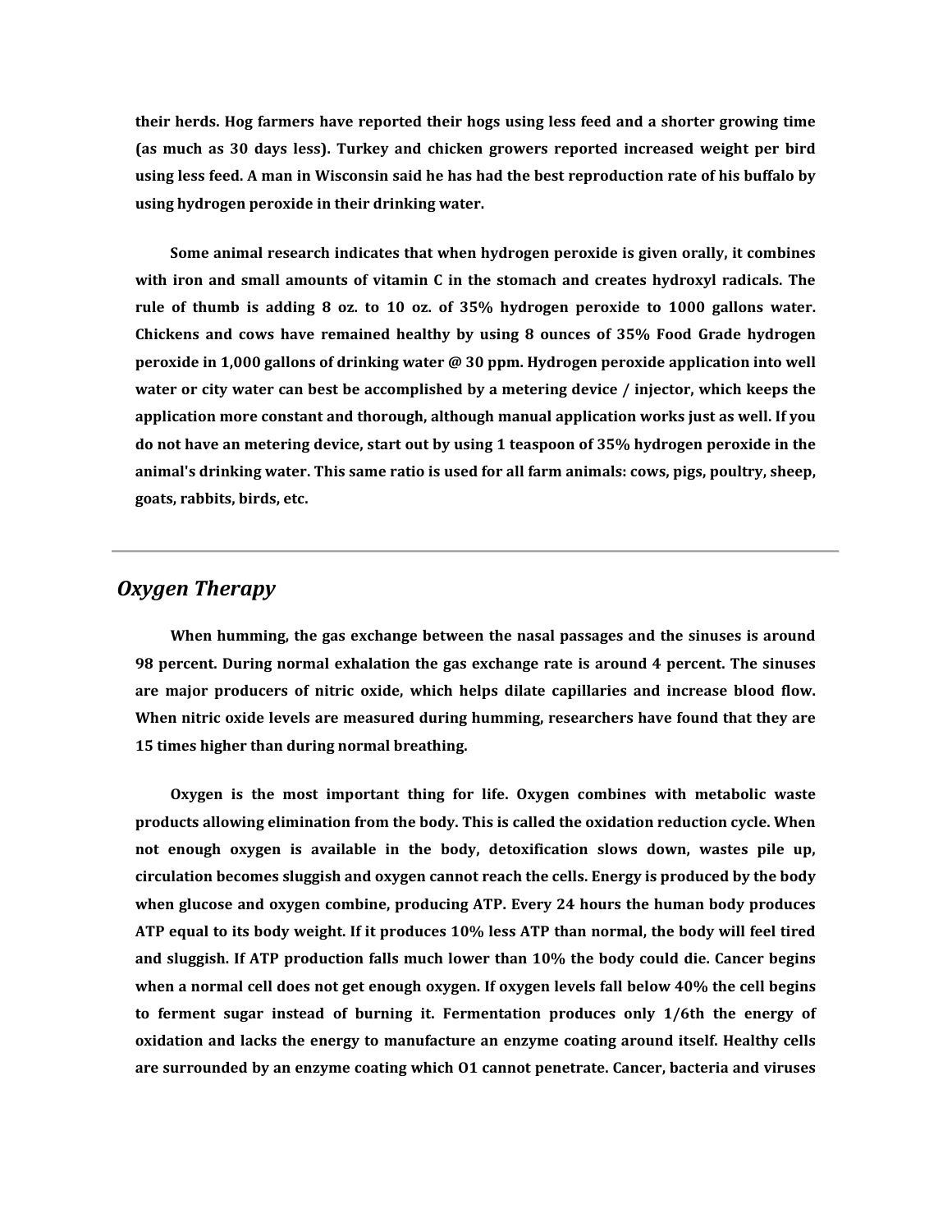**their herds. Hog farmers have reported their hogs using less feed and a shorter growing time (as much as 30 days less). Turkey and chicken growers reported increased weight per bird using less feed. A man in Wisconsin said he has had the best reproduction rate of his buffalo by using hydrogen peroxide in their drinking water.**

**Some animal research indicates that when hydrogen peroxide is given orally, it combines with iron and small amounts of vitamin C in the stomach and creates hydroxyl radicals. The rule of thumb is adding 8 oz. to 10 oz. of 35% hydrogen peroxide to 1000 gallons water. Chickens and cows have remained healthy by using 8 ounces of 35% Food Grade hydrogen peroxide in 1,000 gallons of drinking water @ 30 ppm. Hydrogen peroxide application into well water or city water can best be accomplished by a metering device / injector, which keeps the application more constant and thorough, although manual application works just as well. If you do not have an metering device, start out by using 1 teaspoon of 35% hydrogen peroxide in the animal's drinking water. This same ratio is used for all farm animals: cows, pigs, poultry, sheep, goats, rabbits, birds, etc.**

---

## *Oxygen Therapy*

**When humming, the gas exchange between the nasal passages and the sinuses is around 98 percent. During normal exhalation the gas exchange rate is around 4 percent. The sinuses are major producers of nitric oxide, which helps dilate capillaries and increase blood flow. When nitric oxide levels are measured during humming, researchers have found that they are 15 times higher than during normal breathing.**

**Oxygen is the most important thing for life. Oxygen combines with metabolic waste products allowing elimination from the body. This is called the oxidation reduction cycle. When not enough oxygen is available in the body, detoxification slows down, wastes pile up, circulation becomes sluggish and oxygen cannot reach the cells. Energy is produced by the body when glucose and oxygen combine, producing ATP. Every 24 hours the human body produces ATP equal to its body weight. If it produces 10% less ATP than normal, the body will feel tired and sluggish. If ATP production falls much lower than 10% the body could die. Cancer begins when a normal cell does not get enough oxygen. If oxygen levels fall below 40% the cell begins to ferment sugar instead of burning it. Fermentation produces only 1/6th the energy of oxidation and lacks the energy to manufacture an enzyme coating around itself. Healthy cells are surrounded by an enzyme coating which O1 cannot penetrate. Cancer, bacteria and viruses**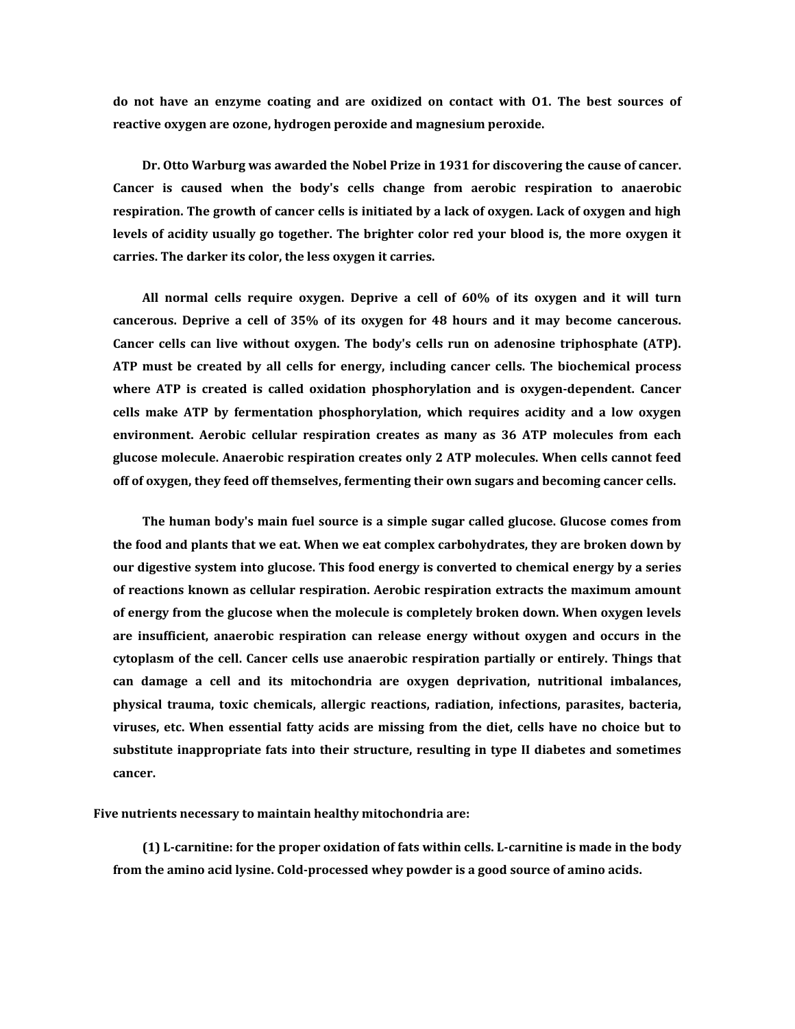**do not have an enzyme coating and are oxidized on contact with O1. The best sources of reactive oxygen are ozone, hydrogen peroxide and magnesium peroxide.**

**Dr. Otto Warburg was awarded the Nobel Prize in 1931 for discovering the cause of cancer. Cancer is caused when the body's cells change from aerobic respiration to anaerobic respiration. The growth of cancer cells is initiated by a lack of oxygen. Lack of oxygen and high levels of acidity usually go together. The brighter color red your blood is, the more oxygen it carries. The darker its color, the less oxygen it carries.**

**All normal cells require oxygen. Deprive a cell of 60% of its oxygen and it will turn cancerous. Deprive a cell of 35% of its oxygen for 48 hours and it may become cancerous. Cancer cells can live without oxygen. The body's cells run on adenosine triphosphate (ATP). ATP must be created by all cells for energy, including cancer cells. The biochemical process where ATP is created is called oxidation phosphorylation and is oxygen-dependent. Cancer cells make ATP by fermentation phosphorylation, which requires acidity and a low oxygen environment. Aerobic cellular respiration creates as many as 36 ATP molecules from each glucose molecule. Anaerobic respiration creates only 2 ATP molecules. When cells cannot feed off of oxygen, they feed off themselves, fermenting their own sugars and becoming cancer cells.**

**The human body's main fuel source is a simple sugar called glucose. Glucose comes from the food and plants that we eat. When we eat complex carbohydrates, they are broken down by our digestive system into glucose. This food energy is converted to chemical energy by a series of reactions known as cellular respiration. Aerobic respiration extracts the maximum amount of energy from the glucose when the molecule is completely broken down. When oxygen levels are insufficient, anaerobic respiration can release energy without oxygen and occurs in the cytoplasm of the cell. Cancer cells use anaerobic respiration partially or entirely. Things that can damage a cell and its mitochondria are oxygen deprivation, nutritional imbalances, physical trauma, toxic chemicals, allergic reactions, radiation, infections, parasites, bacteria, viruses, etc. When essential fatty acids are missing from the diet, cells have no choice but to substitute inappropriate fats into their structure, resulting in type II diabetes and sometimes cancer.**

**Five nutrients necessary to maintain healthy mitochondria are:**

**(1) L-carnitine: for the proper oxidation of fats within cells. L-carnitine is made in the body from the amino acid lysine. Cold-processed whey powder is a good source of amino acids.**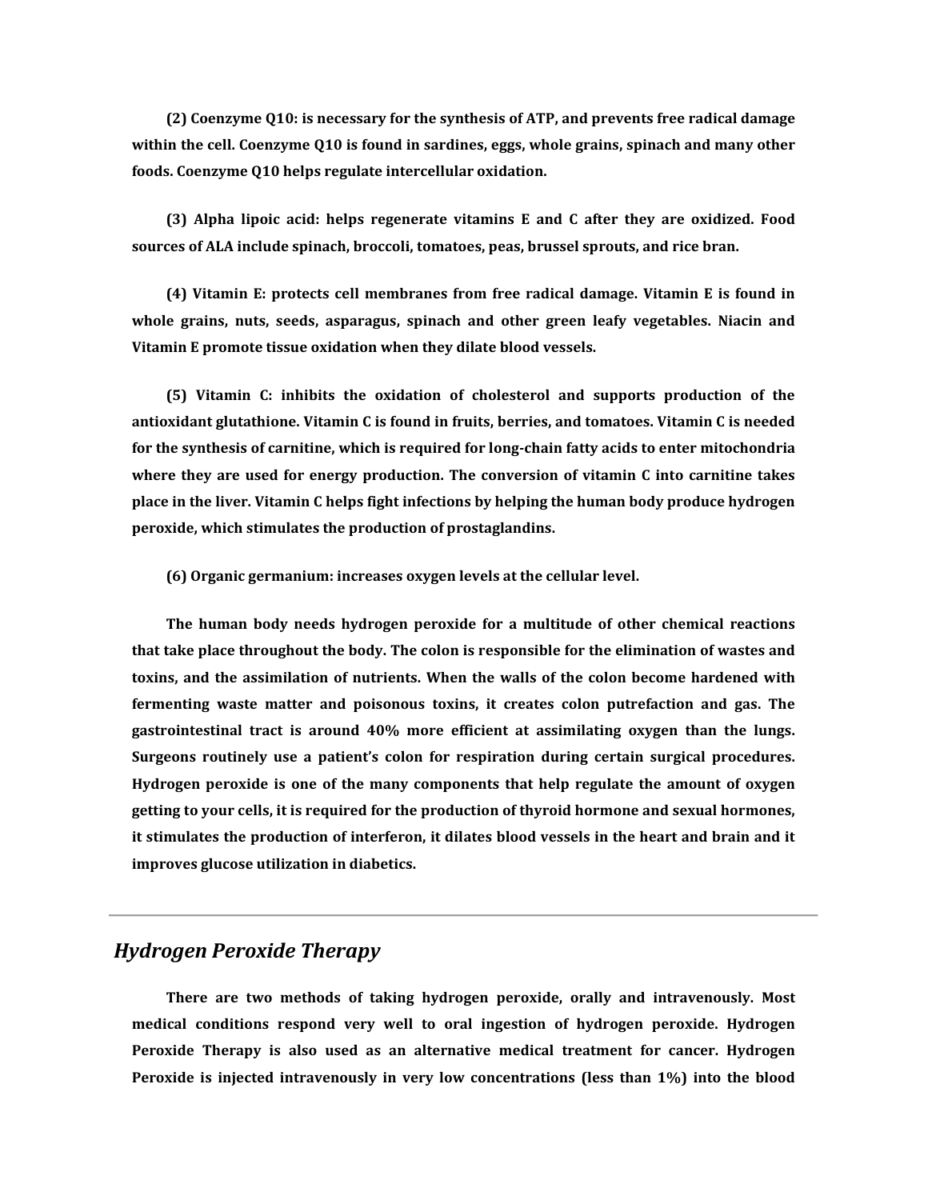**(2) Coenzyme Q10: is necessary for the synthesis of ATP, and prevents free radical damage within the cell. Coenzyme Q10 is found in sardines, eggs, whole grains, spinach and many other foods. Coenzyme Q10 helps regulate intercellular oxidation.**

**(3) Alpha lipoic acid: helps regenerate vitamins E and C after they are oxidized. Food sources of ALA include spinach, broccoli, tomatoes, peas, brussel sprouts, and rice bran.**

**(4) Vitamin E: protects cell membranes from free radical damage. Vitamin E is found in whole grains, nuts, seeds, asparagus, spinach and other green leafy vegetables. Niacin and Vitamin E promote tissue oxidation when they dilate blood vessels.**

**(5) Vitamin C: inhibits the oxidation of cholesterol and supports production of the antioxidant glutathione. Vitamin C is found in fruits, berries, and tomatoes. Vitamin C is needed for the synthesis of carnitine, which is required for long-chain fatty acids to enter mitochondria where they are used for energy production. The conversion of vitamin C into carnitine takes place in the liver. Vitamin C helps fight infections by helping the human body produce hydrogen peroxide, which stimulates the production of prostaglandins.**

**(6) Organic germanium: increases oxygen levels at the cellular level.**

**The human body needs hydrogen peroxide for a multitude of other chemical reactions that take place throughout the body. The colon is responsible for the elimination of wastes and toxins, and the assimilation of nutrients. When the walls of the colon become hardened with fermenting waste matter and poisonous toxins, it creates colon putrefaction and gas. The gastrointestinal tract is around 40% more efficient at assimilating oxygen than the lungs. Surgeons routinely use a patient's colon for respiration during certain surgical procedures. Hydrogen peroxide is one of the many components that help regulate the amount of oxygen getting to your cells, it is required for the production of thyroid hormone and sexual hormones, it stimulates the production of interferon, it dilates blood vessels in the heart and brain and it improves glucose utilization in diabetics.**

---

## *Hydrogen Peroxide Therapy*

**There are two methods of taking hydrogen peroxide, orally and intravenously. Most medical conditions respond very well to oral ingestion of hydrogen peroxide. Hydrogen Peroxide Therapy is also used as an alternative medical treatment for cancer. Hydrogen Peroxide is injected intravenously in very low concentrations (less than 1%) into the blood**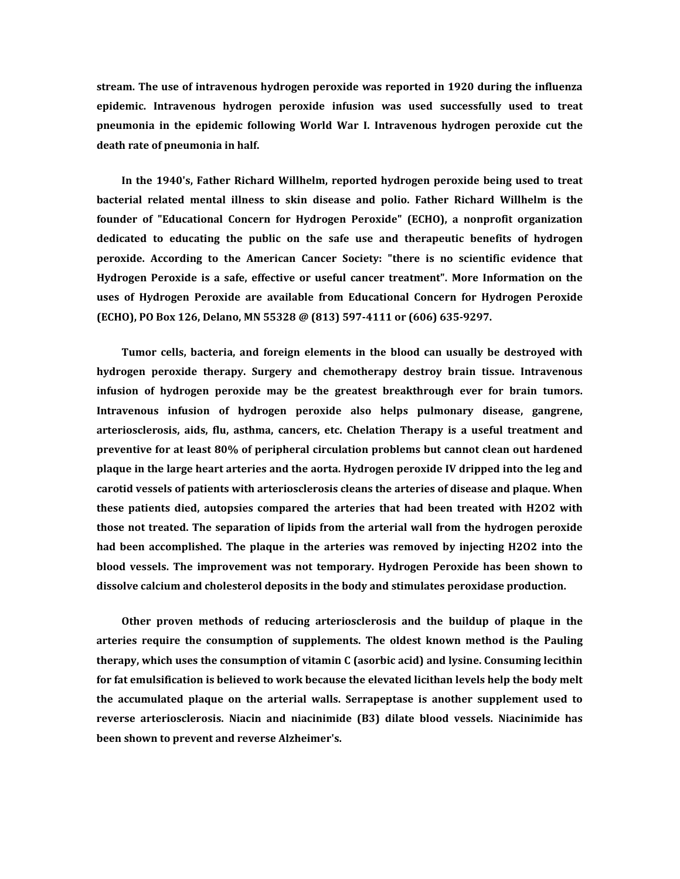**stream. The use of intravenous hydrogen peroxide was reported in 1920 during the influenza epidemic. Intravenous hydrogen peroxide infusion was used successfully used to treat pneumonia in the epidemic following World War I. Intravenous hydrogen peroxide cut the death rate of pneumonia in half.**

**In the 1940's, Father Richard Willhelm, reported hydrogen peroxide being used to treat bacterial related mental illness to skin disease and polio. Father Richard Willhelm is the founder of "Educational Concern for Hydrogen Peroxide" (ECHO), a nonprofit organization dedicated to educating the public on the safe use and therapeutic benefits of hydrogen peroxide. According to the American Cancer Society: "there is no scientific evidence that Hydrogen Peroxide is a safe, effective or useful cancer treatment". More Information on the uses of Hydrogen Peroxide are available from Educational Concern for Hydrogen Peroxide (ECHO), PO Box 126, Delano, MN 55328 @ (813) 597-4111 or (606) 635-9297.**

**Tumor cells, bacteria, and foreign elements in the blood can usually be destroyed with hydrogen peroxide therapy. Surgery and chemotherapy destroy brain tissue. Intravenous infusion of hydrogen peroxide may be the greatest breakthrough ever for brain tumors. Intravenous infusion of hydrogen peroxide also helps pulmonary disease, gangrene, arteriosclerosis, aids, flu, asthma, cancers, etc. Chelation Therapy is a useful treatment and preventive for at least 80% of peripheral circulation problems but cannot clean out hardened plaque in the large heart arteries and the aorta. Hydrogen peroxide IV dripped into the leg and carotid vessels of patients with arteriosclerosis cleans the arteries of disease and plaque. When these patients died, autopsies compared the arteries that had been treated with $H_2O_2$ with those not treated. The separation of lipids from the arterial wall from the hydrogen peroxide had been accomplished. The plaque in the arteries was removed by injecting $H_2O_2$ into the blood vessels. The improvement was not temporary. Hydrogen Peroxide has been shown to dissolve calcium and cholesterol deposits in the body and stimulates peroxidase production.**

**Other proven methods of reducing arteriosclerosis and the buildup of plaque in the arteries require the consumption of supplements. The oldest known method is the Pauling therapy, which uses the consumption of vitamin C (asorbic acid) and lysine. Consuming lecithin for fat emulsification is believed to work because the elevated licithan levels help the body melt the accumulated plaque on the arterial walls. Serrapeptase is another supplement used to reverse arteriosclerosis. Niacin and niacinimide (B3) dilate blood vessels. Niacinimide has been shown to prevent and reverse Alzheimer's.**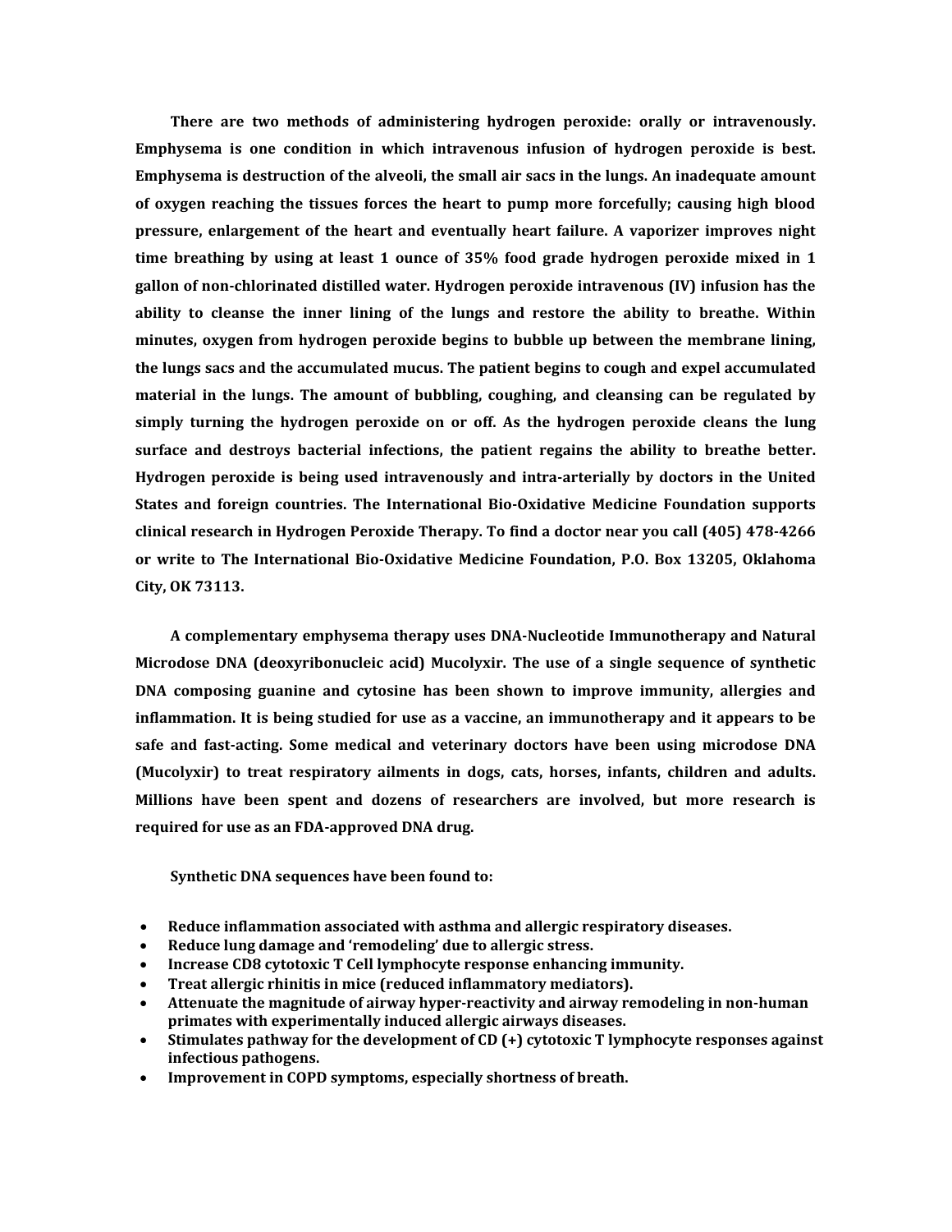**There are two methods of administering hydrogen peroxide: orally or intravenously. Emphysema is one condition in which intravenous infusion of hydrogen peroxide is best. Emphysema is destruction of the alveoli, the small air sacs in the lungs. An inadequate amount of oxygen reaching the tissues forces the heart to pump more forcefully; causing high blood pressure, enlargement of the heart and eventually heart failure. A vaporizer improves night time breathing by using at least 1 ounce of 35% food grade hydrogen peroxide mixed in 1 gallon of non-chlorinated distilled water. Hydrogen peroxide intravenous (IV) infusion has the ability to cleanse the inner lining of the lungs and restore the ability to breathe. Within minutes, oxygen from hydrogen peroxide begins to bubble up between the membrane lining, the lungs sacs and the accumulated mucus. The patient begins to cough and expel accumulated material in the lungs. The amount of bubbling, coughing, and cleansing can be regulated by simply turning the hydrogen peroxide on or off. As the hydrogen peroxide cleans the lung surface and destroys bacterial infections, the patient regains the ability to breathe better. Hydrogen peroxide is being used intravenously and intra-arterially by doctors in the United States and foreign countries. The International Bio-Oxidative Medicine Foundation supports clinical research in Hydrogen Peroxide Therapy. To find a doctor near you call (405) 478-4266 or write to The International Bio-Oxidative Medicine Foundation, P.O. Box 13205, Oklahoma City, OK 73113.**

**A complementary emphysema therapy uses DNA-Nucleotide Immunotherapy and Natural Microdose DNA (deoxyribonucleic acid) Mucolyxir. The use of a single sequence of synthetic DNA composing guanine and cytosine has been shown to improve immunity, allergies and inflammation. It is being studied for use as a vaccine, an immunotherapy and it appears to be safe and fast-acting. Some medical and veterinary doctors have been using microdose DNA (Mucolyxir) to treat respiratory ailments in dogs, cats, horses, infants, children and adults. Millions have been spent and dozens of researchers are involved, but more research is required for use as an FDA-approved DNA drug.**

**Synthetic DNA sequences have been found to:**

- **Reduce inflammation associated with asthma and allergic respiratory diseases.**
- **Reduce lung damage and 'remodeling' due to allergic stress.**
- **Increase CD8 cytotoxic T Cell lymphocyte response enhancing immunity.**
- **Treat allergic rhinitis in mice (reduced inflammatory mediators).**
- **Attenuate the magnitude of airway hyper-reactivity and airway remodeling in non-human primates with experimentally induced allergic airways diseases.**
- **Stimulates pathway for the development of CD (+) cytotoxic T lymphocyte responses against infectious pathogens.**
- **Improvement in COPD symptoms, especially shortness of breath.**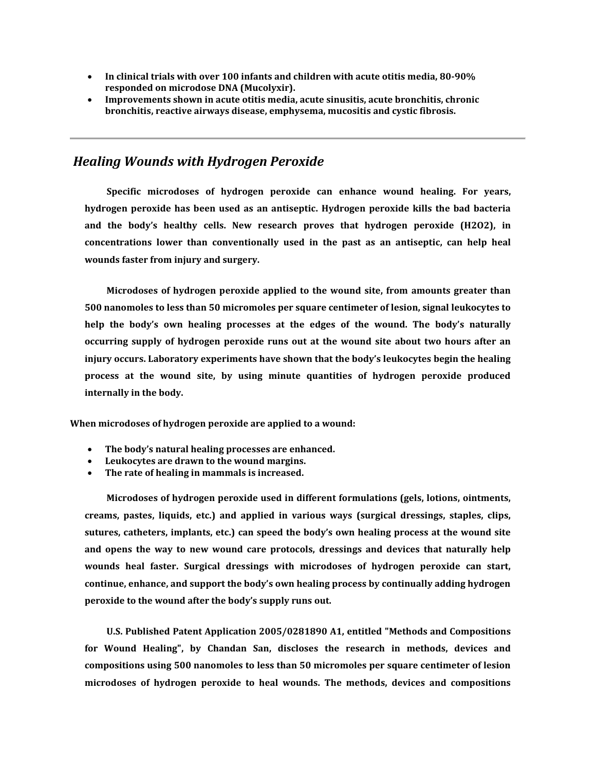- **In clinical trials with over 100 infants and children with acute otitis media, 80-90% responded on microdose DNA (Mucolyxir).**
- **Improvements shown in acute otitis media, acute sinusitis, acute bronchitis, chronic bronchitis, reactive airways disease, emphysema, mucositis and cystic fibrosis.**

---

## *Healing Wounds with Hydrogen Peroxide*

**Specific microdoses of hydrogen peroxide can enhance wound healing. For years, hydrogen peroxide has been used as an antiseptic. Hydrogen peroxide kills the bad bacteria and the body's healthy cells. New research proves that hydrogen peroxide ($H_2O_2$), in concentrations lower than conventionally used in the past as an antiseptic, can help heal wounds faster from injury and surgery.**

**Microdoses of hydrogen peroxide applied to the wound site, from amounts greater than 500 nanomoles to less than 50 micromoles per square centimeter of lesion, signal leukocytes to help the body's own healing processes at the edges of the wound. The body's naturally occurring supply of hydrogen peroxide runs out at the wound site about two hours after an injury occurs. Laboratory experiments have shown that the body's leukocytes begin the healing process at the wound site, by using minute quantities of hydrogen peroxide produced internally in the body.**

**When microdoses of hydrogen peroxide are applied to a wound:**

- **The body's natural healing processes are enhanced.**
- **Leukocytes are drawn to the wound margins.**
- **The rate of healing in mammals is increased.**

**Microdoses of hydrogen peroxide used in different formulations (gels, lotions, ointments, creams, pastes, liquids, etc.) and applied in various ways (surgical dressings, staples, clips, sutures, catheters, implants, etc.) can speed the body's own healing process at the wound site and opens the way to new wound care protocols, dressings and devices that naturally help wounds heal faster. Surgical dressings with microdoses of hydrogen peroxide can start, continue, enhance, and support the body's own healing process by continually adding hydrogen peroxide to the wound after the body's supply runs out.**

**U.S. Published Patent Application 2005/0281890 A1, entitled "Methods and Compositions for Wound Healing", by Chandan San, discloses the research in methods, devices and compositions using 500 nanomoles to less than 50 micromoles per square centimeter of lesion microdoses of hydrogen peroxide to heal wounds. The methods, devices and compositions**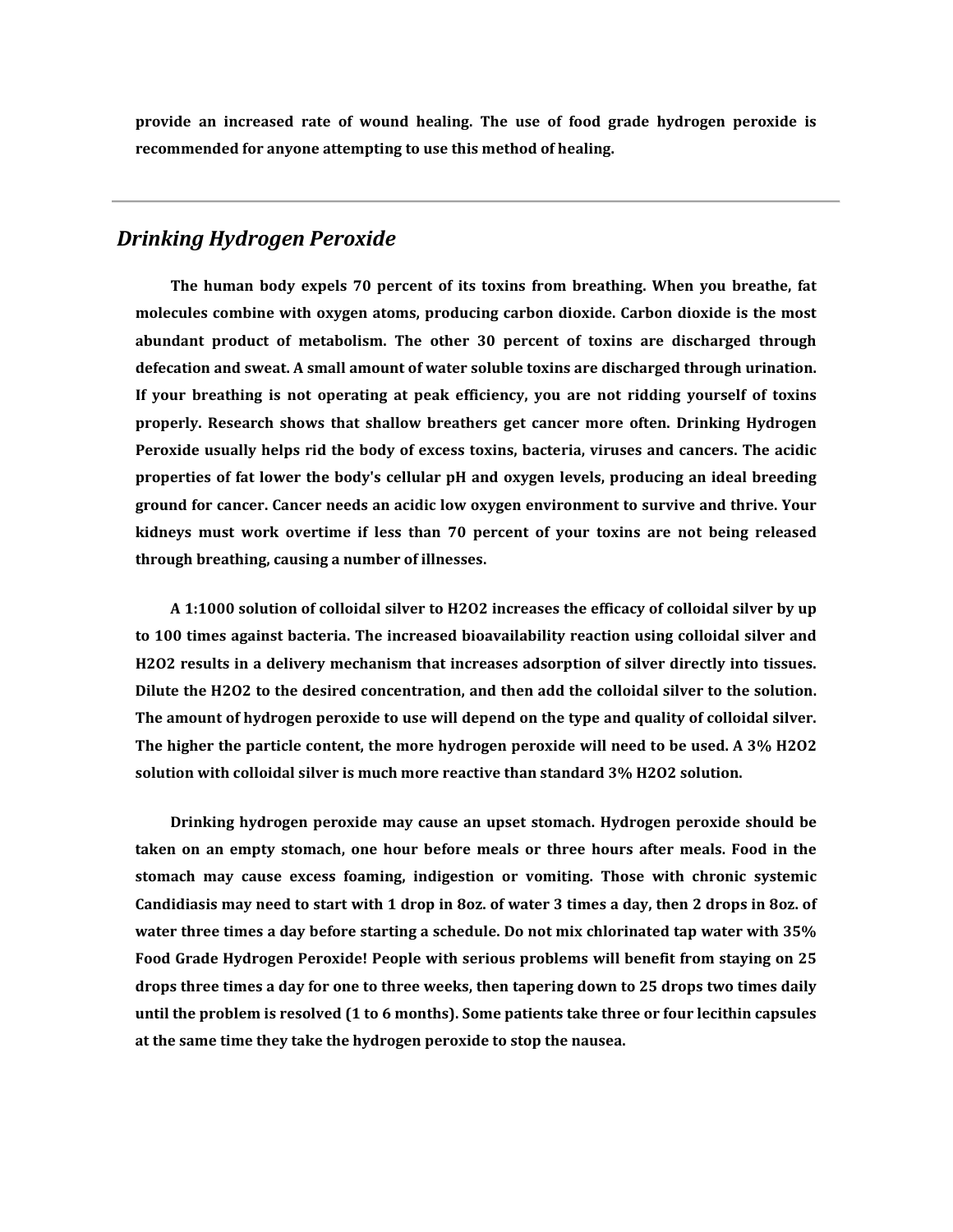**provide an increased rate of wound healing. The use of food grade hydrogen peroxide is recommended for anyone attempting to use this method of healing.**

---

## *Drinking Hydrogen Peroxide*

**The human body expels 70 percent of its toxins from breathing. When you breathe, fat molecules combine with oxygen atoms, producing carbon dioxide. Carbon dioxide is the most abundant product of metabolism. The other 30 percent of toxins are discharged through defecation and sweat. A small amount of water soluble toxins are discharged through urination. If your breathing is not operating at peak efficiency, you are not ridding yourself of toxins properly. Research shows that shallow breathers get cancer more often. Drinking Hydrogen Peroxide usually helps rid the body of excess toxins, bacteria, viruses and cancers. The acidic properties of fat lower the body's cellular pH and oxygen levels, producing an ideal breeding ground for cancer. Cancer needs an acidic low oxygen environment to survive and thrive. Your kidneys must work overtime if less than 70 percent of your toxins are not being released through breathing, causing a number of illnesses.**

**A 1:1000 solution of colloidal silver to $H_2O_2$ increases the efficacy of colloidal silver by up to 100 times against bacteria. The increased bioavailability reaction using colloidal silver and $H_2O_2$ results in a delivery mechanism that increases adsorption of silver directly into tissues. Dilute the $H_2O_2$ to the desired concentration, and then add the colloidal silver to the solution. The amount of hydrogen peroxide to use will depend on the type and quality of colloidal silver. The higher the particle content, the more hydrogen peroxide will need to be used. A 3% $H_2O_2$ solution with colloidal silver is much more reactive than standard 3% $H_2O_2$ solution.**

**Drinking hydrogen peroxide may cause an upset stomach. Hydrogen peroxide should be taken on an empty stomach, one hour before meals or three hours after meals. Food in the stomach may cause excess foaming, indigestion or vomiting. Those with chronic systemic Candidiasis may need to start with 1 drop in 8oz. of water 3 times a day, then 2 drops in 8oz. of water three times a day before starting a schedule. Do not mix chlorinated tap water with 35% Food Grade Hydrogen Peroxide! People with serious problems will benefit from staying on 25 drops three times a day for one to three weeks, then tapering down to 25 drops two times daily until the problem is resolved (1 to 6 months). Some patients take three or four lecithin capsules at the same time they take the hydrogen peroxide to stop the nausea.**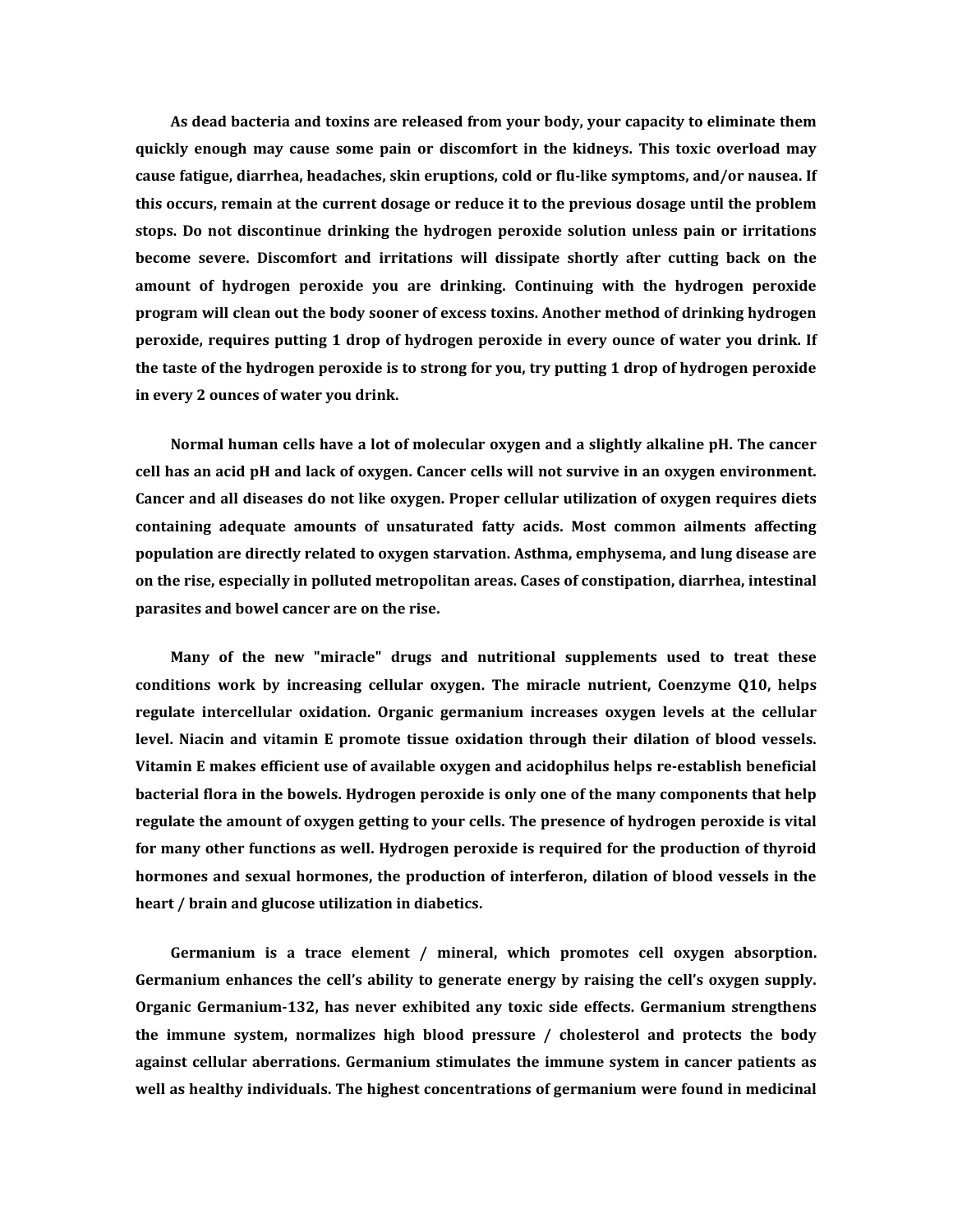As dead bacteria and toxins are released from your body, your capacity to eliminate them quickly enough may cause some pain or discomfort in the kidneys. This toxic overload may cause fatigue, diarrhea, headaches, skin eruptions, cold or flu-like symptoms, and/or nausea. If this occurs, remain at the current dosage or reduce it to the previous dosage until the problem stops. Do not discontinue drinking the hydrogen peroxide solution unless pain or irritations become severe. Discomfort and irritations will dissipate shortly after cutting back on the amount of hydrogen peroxide you are drinking. Continuing with the hydrogen peroxide program will clean out the body sooner of excess toxins. Another method of drinking hydrogen peroxide, requires putting 1 drop of hydrogen peroxide in every ounce of water you drink. If the taste of the hydrogen peroxide is to strong for you, try putting 1 drop of hydrogen peroxide in every 2 ounces of water you drink.

Normal human cells have a lot of molecular oxygen and a slightly alkaline pH. The cancer cell has an acid pH and lack of oxygen. Cancer cells will not survive in an oxygen environment. Cancer and all diseases do not like oxygen. Proper cellular utilization of oxygen requires diets containing adequate amounts of unsaturated fatty acids. Most common ailments affecting population are directly related to oxygen starvation. Asthma, emphysema, and lung disease are on the rise, especially in polluted metropolitan areas. Cases of constipation, diarrhea, intestinal parasites and bowel cancer are on the rise.

Many of the new "miracle" drugs and nutritional supplements used to treat these conditions work by increasing cellular oxygen. The miracle nutrient, Coenzyme Q10, helps regulate intercellular oxidation. Organic germanium increases oxygen levels at the cellular level. Niacin and vitamin E promote tissue oxidation through their dilation of blood vessels. Vitamin E makes efficient use of available oxygen and acidophilus helps re-establish beneficial bacterial flora in the bowels. Hydrogen peroxide is only one of the many components that help regulate the amount of oxygen getting to your cells. The presence of hydrogen peroxide is vital for many other functions as well. Hydrogen peroxide is required for the production of thyroid hormones and sexual hormones, the production of interferon, dilation of blood vessels in the heart / brain and glucose utilization in diabetics.

Germanium is a trace element / mineral, which promotes cell oxygen absorption. Germanium enhances the cell's ability to generate energy by raising the cell's oxygen supply. Organic Germanium-132, has never exhibited any toxic side effects. Germanium strengthens the immune system, normalizes high blood pressure / cholesterol and protects the body against cellular aberrations. Germanium stimulates the immune system in cancer patients as well as healthy individuals. The highest concentrations of germanium were found in medicinal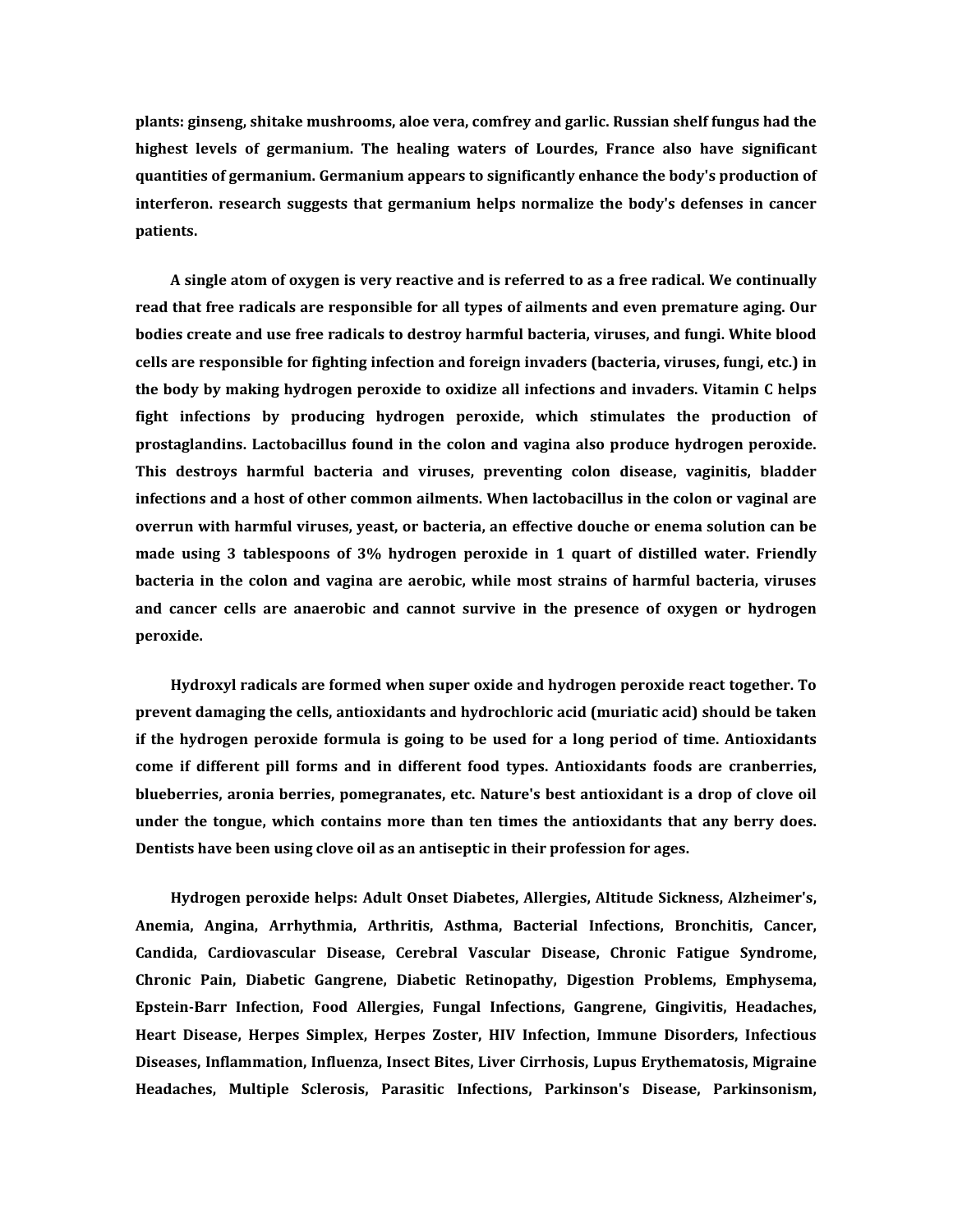**plants: ginseng, shitake mushrooms, aloe vera, comfrey and garlic. Russian shelf fungus had the highest levels of germanium. The healing waters of Lourdes, France also have significant quantities of germanium. Germanium appears to significantly enhance the body's production of interferon. research suggests that germanium helps normalize the body's defenses in cancer patients.**

**A single atom of oxygen is very reactive and is referred to as a free radical. We continually read that free radicals are responsible for all types of ailments and even premature aging. Our bodies create and use free radicals to destroy harmful bacteria, viruses, and fungi. White blood cells are responsible for fighting infection and foreign invaders (bacteria, viruses, fungi, etc.) in the body by making hydrogen peroxide to oxidize all infections and invaders. Vitamin C helps fight infections by producing hydrogen peroxide, which stimulates the production of prostaglandins. Lactobacillus found in the colon and vagina also produce hydrogen peroxide. This destroys harmful bacteria and viruses, preventing colon disease, vaginitis, bladder infections and a host of other common ailments. When lactobacillus in the colon or vaginal are overrun with harmful viruses, yeast, or bacteria, an effective douche or enema solution can be made using 3 tablespoons of 3% hydrogen peroxide in 1 quart of distilled water. Friendly bacteria in the colon and vagina are aerobic, while most strains of harmful bacteria, viruses and cancer cells are anaerobic and cannot survive in the presence of oxygen or hydrogen peroxide.**

**Hydroxyl radicals are formed when super oxide and hydrogen peroxide react together. To prevent damaging the cells, antioxidants and hydrochloric acid (muriatic acid) should be taken if the hydrogen peroxide formula is going to be used for a long period of time. Antioxidants come if different pill forms and in different food types. Antioxidants foods are cranberries, blueberries, aronia berries, pomegranates, etc. Nature's best antioxidant is a drop of clove oil under the tongue, which contains more than ten times the antioxidants that any berry does. Dentists have been using clove oil as an antiseptic in their profession for ages.**

**Hydrogen peroxide helps: Adult Onset Diabetes, Allergies, Altitude Sickness, Alzheimer's, Anemia, Angina, Arrhythmia, Arthritis, Asthma, Bacterial Infections, Bronchitis, Cancer, Candida, Cardiovascular Disease, Cerebral Vascular Disease, Chronic Fatigue Syndrome, Chronic Pain, Diabetic Gangrene, Diabetic Retinopathy, Digestion Problems, Emphysema, Epstein-Barr Infection, Food Allergies, Fungal Infections, Gangrene, Gingivitis, Headaches, Heart Disease, Herpes Simplex, Herpes Zoster, HIV Infection, Immune Disorders, Infectious Diseases, Inflammation, Influenza, Insect Bites, Liver Cirrhosis, Lupus Erythematosis, Migraine Headaches, Multiple Sclerosis, Parasitic Infections, Parkinson's Disease, Parkinsonism,**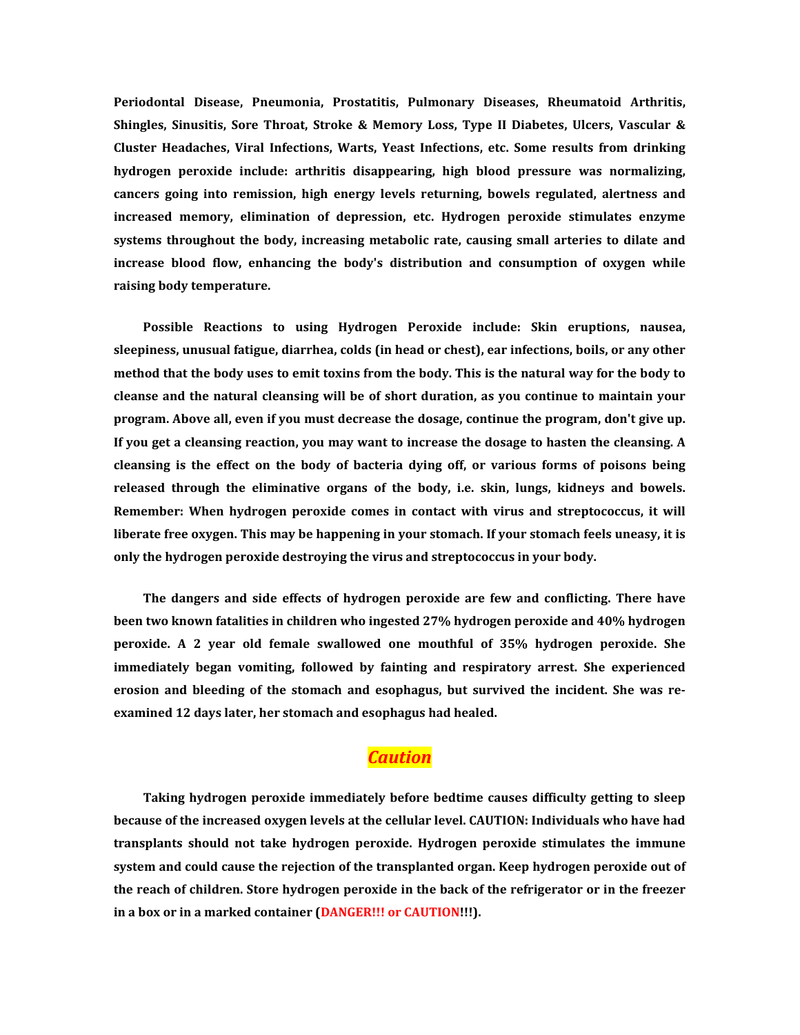**Periodontal Disease, Pneumonia, Prostatitis, Pulmonary Diseases, Rheumatoid Arthritis, Shingles, Sinusitis, Sore Throat, Stroke & Memory Loss, Type II Diabetes, Ulcers, Vascular & Cluster Headaches, Viral Infections, Warts, Yeast Infections, etc. Some results from drinking hydrogen peroxide include: arthritis disappearing, high blood pressure was normalizing, cancers going into remission, high energy levels returning, bowels regulated, alertness and increased memory, elimination of depression, etc. Hydrogen peroxide stimulates enzyme systems throughout the body, increasing metabolic rate, causing small arteries to dilate and increase blood flow, enhancing the body's distribution and consumption of oxygen while raising body temperature.**

**Possible Reactions to using Hydrogen Peroxide include: Skin eruptions, nausea, sleepiness, unusual fatigue, diarrhea, colds (in head or chest), ear infections, boils, or any other method that the body uses to emit toxins from the body. This is the natural way for the body to cleanse and the natural cleansing will be of short duration, as you continue to maintain your program. Above all, even if you must decrease the dosage, continue the program, don't give up. If you get a cleansing reaction, you may want to increase the dosage to hasten the cleansing. A cleansing is the effect on the body of bacteria dying off, or various forms of poisons being released through the eliminative organs of the body, i.e. skin, lungs, kidneys and bowels. Remember: When hydrogen peroxide comes in contact with virus and streptococcus, it will liberate free oxygen. This may be happening in your stomach. If your stomach feels uneasy, it is only the hydrogen peroxide destroying the virus and streptococcus in your body.**

**The dangers and side effects of hydrogen peroxide are few and conflicting. There have been two known fatalities in children who ingested 27% hydrogen peroxide and 40% hydrogen peroxide. A 2 year old female swallowed one mouthful of 35% hydrogen peroxide. She immediately began vomiting, followed by fainting and respiratory arrest. She experienced erosion and bleeding of the stomach and esophagus, but survived the incident. She was re-examined 12 days later, her stomach and esophagus had healed.**

## *Caution*

**Taking hydrogen peroxide immediately before bedtime causes difficulty getting to sleep because of the increased oxygen levels at the cellular level. CAUTION: Individuals who have had transplants should not take hydrogen peroxide. Hydrogen peroxide stimulates the immune system and could cause the rejection of the transplanted organ. Keep hydrogen peroxide out of the reach of children. Store hydrogen peroxide in the back of the refrigerator or in the freezer in a box or in a marked container (DANGER!!! or CAUTION!!!).**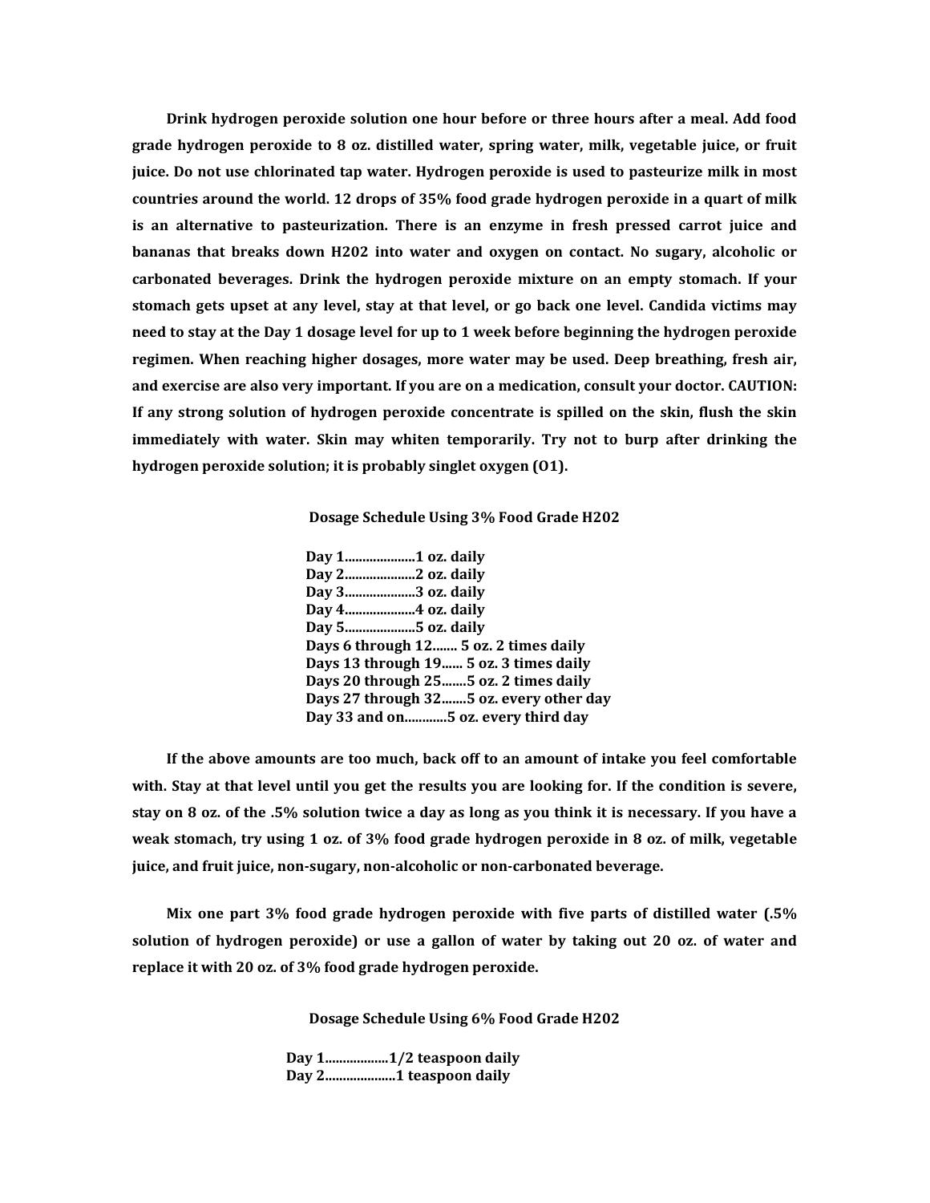**Drink hydrogen peroxide solution one hour before or three hours after a meal. Add food grade hydrogen peroxide to 8 oz. distilled water, spring water, milk, vegetable juice, or fruit juice. Do not use chlorinated tap water. Hydrogen peroxide is used to pasteurize milk in most countries around the world. 12 drops of 35% food grade hydrogen peroxide in a quart of milk is an alternative to pasteurization. There is an enzyme in fresh pressed carrot juice and bananas that breaks down H202 into water and oxygen on contact. No sugary, alcoholic or carbonated beverages. Drink the hydrogen peroxide mixture on an empty stomach. If your stomach gets upset at any level, stay at that level, or go back one level. Candida victims may need to stay at the Day 1 dosage level for up to 1 week before beginning the hydrogen peroxide regimen. When reaching higher dosages, more water may be used. Deep breathing, fresh air, and exercise are also very important. If you are on a medication, consult your doctor. CAUTION: If any strong solution of hydrogen peroxide concentrate is spilled on the skin, flush the skin immediately with water. Skin may whiten temporarily. Try not to burp after drinking the hydrogen peroxide solution; it is probably singlet oxygen (O1).**

**Dosage Schedule Using 3% Food Grade H202**

**Day 1....................1 oz. daily**
**Day 2....................2 oz. daily**
**Day 3....................3 oz. daily**
**Day 4....................4 oz. daily**
**Day 5....................5 oz. daily**
**Days 6 through 12....... 5 oz. 2 times daily**
**Days 13 through 19...... 5 oz. 3 times daily**
**Days 20 through 25.......5 oz. 2 times daily**
**Days 27 through 32.......5 oz. every other day**
**Day 33 and on............5 oz. every third day**

**If the above amounts are too much, back off to an amount of intake you feel comfortable with. Stay at that level until you get the results you are looking for. If the condition is severe, stay on 8 oz. of the .5% solution twice a day as long as you think it is necessary. If you have a weak stomach, try using 1 oz. of 3% food grade hydrogen peroxide in 8 oz. of milk, vegetable juice, and fruit juice, non-sugary, non-alcoholic or non-carbonated beverage.**

**Mix one part 3% food grade hydrogen peroxide with five parts of distilled water (.5% solution of hydrogen peroxide) or use a gallon of water by taking out 20 oz. of water and replace it with 20 oz. of 3% food grade hydrogen peroxide.**

**Dosage Schedule Using 6% Food Grade H202**

**Day 1..................1/2 teaspoon daily**
**Day 2....................1 teaspoon daily**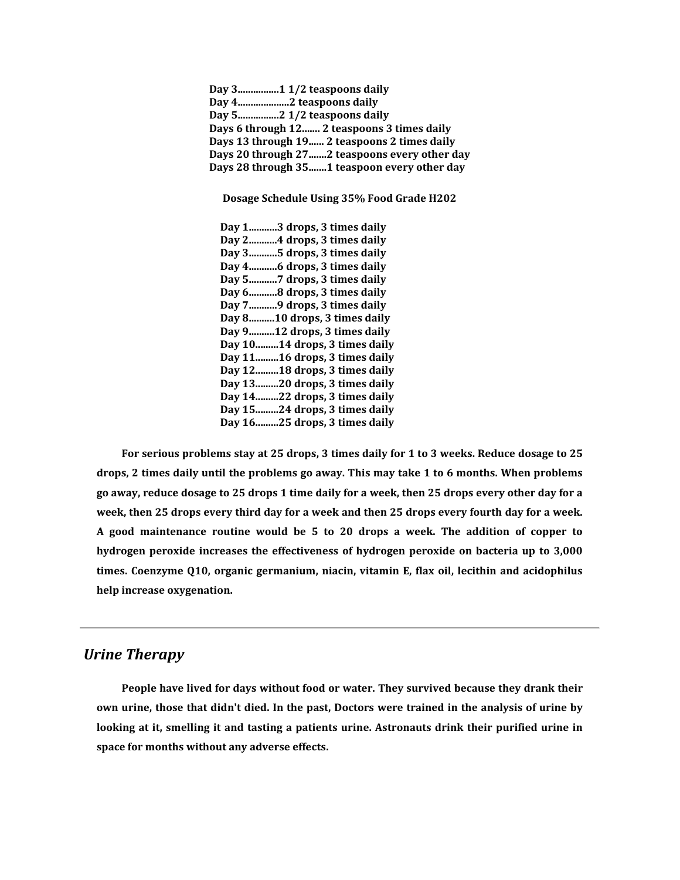**Day 3……………1 1/2 teaspoons daily**
**Day 4………………2 teaspoons daily**
**Day 5……………2 1/2 teaspoons daily**
**Days 6 through 12……. 2 teaspoons 3 times daily**
**Days 13 through 19…… 2 teaspoons 2 times daily**
**Days 20 through 27…….2 teaspoons every other day**
**Days 28 through 35…….1 teaspoon every other day**

**Dosage Schedule Using 35% Food Grade H202**

**Day 1………..3 drops, 3 times daily**
**Day 2………..4 drops, 3 times daily**
**Day 3………..5 drops, 3 times daily**
**Day 4………..6 drops, 3 times daily**
**Day 5………..7 drops, 3 times daily**
**Day 6………..8 drops, 3 times daily**
**Day 7………..9 drops, 3 times daily**
**Day 8……….10 drops, 3 times daily**
**Day 9……….12 drops, 3 times daily**
**Day 10………14 drops, 3 times daily**
**Day 11………16 drops, 3 times daily**
**Day 12………18 drops, 3 times daily**
**Day 13………20 drops, 3 times daily**
**Day 14………22 drops, 3 times daily**
**Day 15………24 drops, 3 times daily**
**Day 16………25 drops, 3 times daily**

**For serious problems stay at 25 drops, 3 times daily for 1 to 3 weeks. Reduce dosage to 25 drops, 2 times daily until the problems go away. This may take 1 to 6 months. When problems go away, reduce dosage to 25 drops 1 time daily for a week, then 25 drops every other day for a week, then 25 drops every third day for a week and then 25 drops every fourth day for a week. A good maintenance routine would be 5 to 20 drops a week. The addition of copper to hydrogen peroxide increases the effectiveness of hydrogen peroxide on bacteria up to 3,000 times. Coenzyme Q10, organic germanium, niacin, vitamin E, flax oil, lecithin and acidophilus help increase oxygenation.**

---

## *Urine Therapy*

**People have lived for days without food or water. They survived because they drank their own urine, those that didn't died. In the past, Doctors were trained in the analysis of urine by looking at it, smelling it and tasting a patients urine. Astronauts drink their purified urine in space for months without any adverse effects.**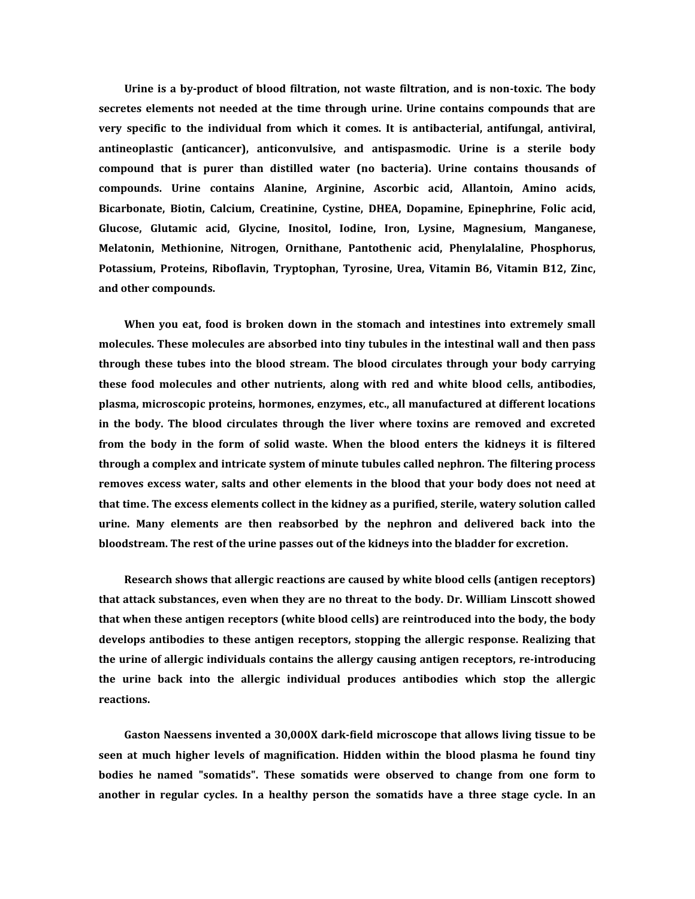**Urine is a by-product of blood filtration, not waste filtration, and is non-toxic. The body secretes elements not needed at the time through urine. Urine contains compounds that are very specific to the individual from which it comes. It is antibacterial, antifungal, antiviral, antineoplastic (anticancer), anticonvulsive, and antispasmodic. Urine is a sterile body compound that is purer than distilled water (no bacteria). Urine contains thousands of compounds. Urine contains Alanine, Arginine, Ascorbic acid, Allantoin, Amino acids, Bicarbonate, Biotin, Calcium, Creatinine, Cystine, DHEA, Dopamine, Epinephrine, Folic acid, Glucose, Glutamic acid, Glycine, Inositol, Iodine, Iron, Lysine, Magnesium, Manganese, Melatonin, Methionine, Nitrogen, Ornithane, Pantothenic acid, Phenylalaline, Phosphorus, Potassium, Proteins, Riboflavin, Tryptophan, Tyrosine, Urea, Vitamin B6, Vitamin B12, Zinc, and other compounds.**

**When you eat, food is broken down in the stomach and intestines into extremely small molecules. These molecules are absorbed into tiny tubules in the intestinal wall and then pass through these tubes into the blood stream. The blood circulates through your body carrying these food molecules and other nutrients, along with red and white blood cells, antibodies, plasma, microscopic proteins, hormones, enzymes, etc., all manufactured at different locations in the body. The blood circulates through the liver where toxins are removed and excreted from the body in the form of solid waste. When the blood enters the kidneys it is filtered through a complex and intricate system of minute tubules called nephron. The filtering process removes excess water, salts and other elements in the blood that your body does not need at that time. The excess elements collect in the kidney as a purified, sterile, watery solution called urine. Many elements are then reabsorbed by the nephron and delivered back into the bloodstream. The rest of the urine passes out of the kidneys into the bladder for excretion.**

**Research shows that allergic reactions are caused by white blood cells (antigen receptors) that attack substances, even when they are no threat to the body. Dr. William Linscott showed that when these antigen receptors (white blood cells) are reintroduced into the body, the body develops antibodies to these antigen receptors, stopping the allergic response. Realizing that the urine of allergic individuals contains the allergy causing antigen receptors, re-introducing the urine back into the allergic individual produces antibodies which stop the allergic reactions.**

**Gaston Naessens invented a 30,000X dark-field microscope that allows living tissue to be seen at much higher levels of magnification. Hidden within the blood plasma he found tiny bodies he named "somatids". These somatids were observed to change from one form to another in regular cycles. In a healthy person the somatids have a three stage cycle. In an**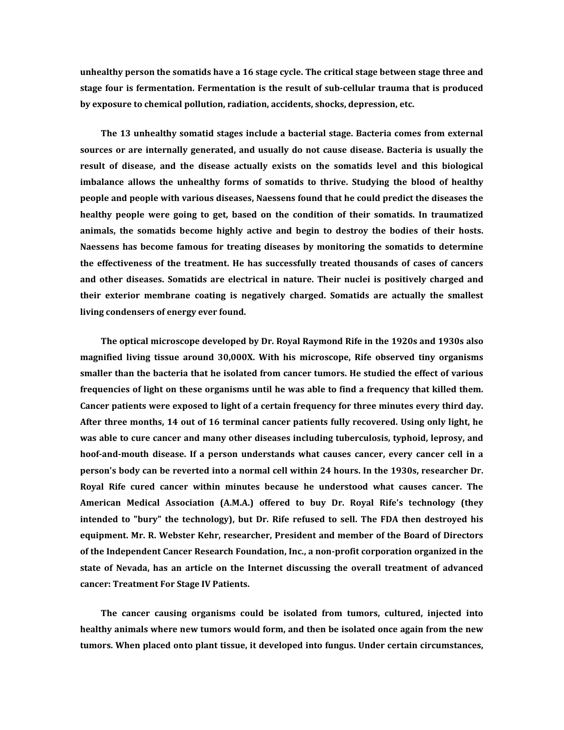**unhealthy person the somatids have a 16 stage cycle. The critical stage between stage three and stage four is fermentation. Fermentation is the result of sub-cellular trauma that is produced by exposure to chemical pollution, radiation, accidents, shocks, depression, etc.**

**The 13 unhealthy somatid stages include a bacterial stage. Bacteria comes from external sources or are internally generated, and usually do not cause disease. Bacteria is usually the result of disease, and the disease actually exists on the somatids level and this biological imbalance allows the unhealthy forms of somatids to thrive. Studying the blood of healthy people and people with various diseases, Naessens found that he could predict the diseases the healthy people were going to get, based on the condition of their somatids. In traumatized animals, the somatids become highly active and begin to destroy the bodies of their hosts. Naessens has become famous for treating diseases by monitoring the somatids to determine the effectiveness of the treatment. He has successfully treated thousands of cases of cancers and other diseases. Somatids are electrical in nature. Their nuclei is positively charged and their exterior membrane coating is negatively charged. Somatids are actually the smallest living condensers of energy ever found.**

**The optical microscope developed by Dr. Royal Raymond Rife in the 1920s and 1930s also magnified living tissue around 30,000X. With his microscope, Rife observed tiny organisms smaller than the bacteria that he isolated from cancer tumors. He studied the effect of various frequencies of light on these organisms until he was able to find a frequency that killed them. Cancer patients were exposed to light of a certain frequency for three minutes every third day. After three months, 14 out of 16 terminal cancer patients fully recovered. Using only light, he was able to cure cancer and many other diseases including tuberculosis, typhoid, leprosy, and hoof-and-mouth disease. If a person understands what causes cancer, every cancer cell in a person's body can be reverted into a normal cell within 24 hours. In the 1930s, researcher Dr. Royal Rife cured cancer within minutes because he understood what causes cancer. The American Medical Association (A.M.A.) offered to buy Dr. Royal Rife's technology (they intended to "bury" the technology), but Dr. Rife refused to sell. The FDA then destroyed his equipment. Mr. R. Webster Kehr, researcher, President and member of the Board of Directors of the Independent Cancer Research Foundation, Inc., a non-profit corporation organized in the state of Nevada, has an article on the Internet discussing the overall treatment of advanced cancer: Treatment For Stage IV Patients.**

**The cancer causing organisms could be isolated from tumors, cultured, injected into healthy animals where new tumors would form, and then be isolated once again from the new tumors. When placed onto plant tissue, it developed into fungus. Under certain circumstances,**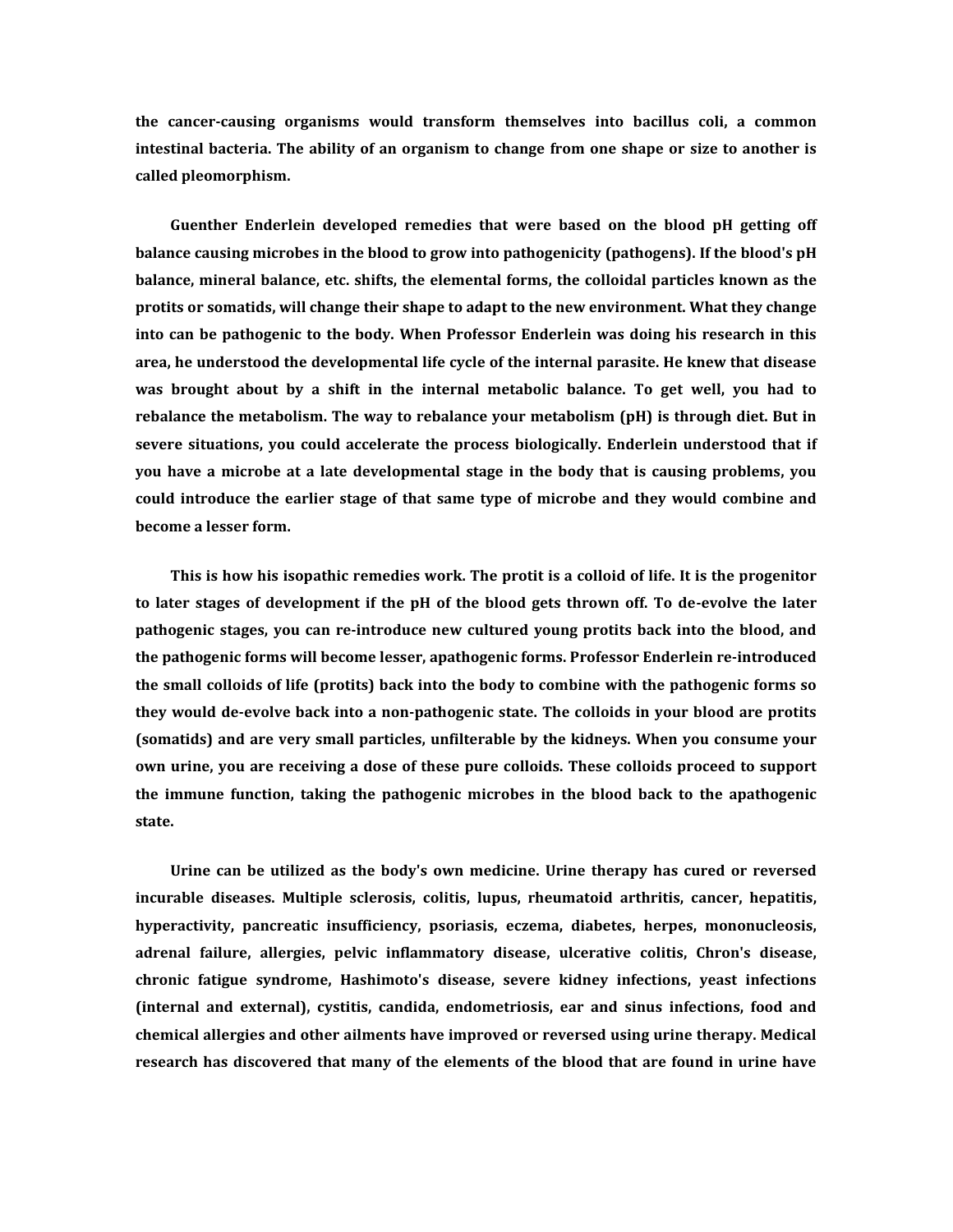**the cancer-causing organisms would transform themselves into bacillus coli, a common intestinal bacteria. The ability of an organism to change from one shape or size to another is called pleomorphism.**

**Guenther Enderlein developed remedies that were based on the blood pH getting off balance causing microbes in the blood to grow into pathogenicity (pathogens). If the blood's pH balance, mineral balance, etc. shifts, the elemental forms, the colloidal particles known as the protits or somatids, will change their shape to adapt to the new environment. What they change into can be pathogenic to the body. When Professor Enderlein was doing his research in this area, he understood the developmental life cycle of the internal parasite. He knew that disease was brought about by a shift in the internal metabolic balance. To get well, you had to rebalance the metabolism. The way to rebalance your metabolism (pH) is through diet. But in severe situations, you could accelerate the process biologically. Enderlein understood that if you have a microbe at a late developmental stage in the body that is causing problems, you could introduce the earlier stage of that same type of microbe and they would combine and become a lesser form.**

**This is how his isopathic remedies work. The protit is a colloid of life. It is the progenitor to later stages of development if the pH of the blood gets thrown off. To de-evolve the later pathogenic stages, you can re-introduce new cultured young protits back into the blood, and the pathogenic forms will become lesser, apathogenic forms. Professor Enderlein re-introduced the small colloids of life (protits) back into the body to combine with the pathogenic forms so they would de-evolve back into a non-pathogenic state. The colloids in your blood are protits (somatids) and are very small particles, unfilterable by the kidneys. When you consume your own urine, you are receiving a dose of these pure colloids. These colloids proceed to support the immune function, taking the pathogenic microbes in the blood back to the apathogenic state.**

**Urine can be utilized as the body's own medicine. Urine therapy has cured or reversed incurable diseases. Multiple sclerosis, colitis, lupus, rheumatoid arthritis, cancer, hepatitis, hyperactivity, pancreatic insufficiency, psoriasis, eczema, diabetes, herpes, mononucleosis, adrenal failure, allergies, pelvic inflammatory disease, ulcerative colitis, Chron's disease, chronic fatigue syndrome, Hashimoto's disease, severe kidney infections, yeast infections (internal and external), cystitis, candida, endometriosis, ear and sinus infections, food and chemical allergies and other ailments have improved or reversed using urine therapy. Medical research has discovered that many of the elements of the blood that are found in urine have**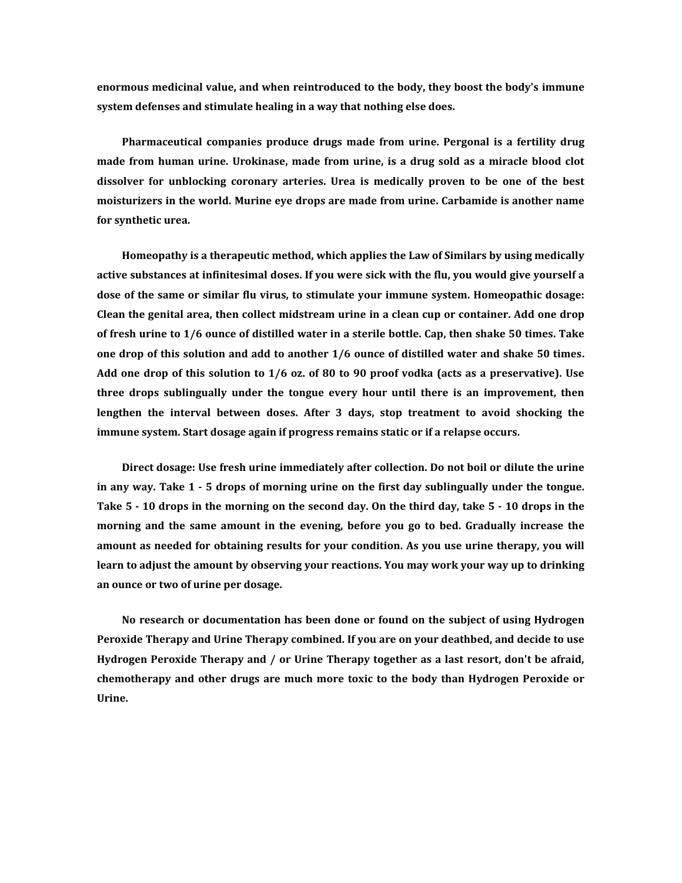**enormous medicinal value, and when reintroduced to the body, they boost the body's immune system defenses and stimulate healing in a way that nothing else does.**

**Pharmaceutical companies produce drugs made from urine. Pergonal is a fertility drug made from human urine. Urokinase, made from urine, is a drug sold as a miracle blood clot dissolver for unblocking coronary arteries. Urea is medically proven to be one of the best moisturizers in the world. Murine eye drops are made from urine. Carbamide is another name for synthetic urea.**

**Homeopathy is a therapeutic method, which applies the Law of Similars by using medically active substances at infinitesimal doses. If you were sick with the flu, you would give yourself a dose of the same or similar flu virus, to stimulate your immune system. Homeopathic dosage: Clean the genital area, then collect midstream urine in a clean cup or container. Add one drop of fresh urine to 1/6 ounce of distilled water in a sterile bottle. Cap, then shake 50 times. Take one drop of this solution and add to another 1/6 ounce of distilled water and shake 50 times. Add one drop of this solution to 1/6 oz. of 80 to 90 proof vodka (acts as a preservative). Use three drops sublingually under the tongue every hour until there is an improvement, then lengthen the interval between doses. After 3 days, stop treatment to avoid shocking the immune system. Start dosage again if progress remains static or if a relapse occurs.**

**Direct dosage: Use fresh urine immediately after collection. Do not boil or dilute the urine in any way. Take 1 - 5 drops of morning urine on the first day sublingually under the tongue. Take 5 - 10 drops in the morning on the second day. On the third day, take 5 - 10 drops in the morning and the same amount in the evening, before you go to bed. Gradually increase the amount as needed for obtaining results for your condition. As you use urine therapy, you will learn to adjust the amount by observing your reactions. You may work your way up to drinking an ounce or two of urine per dosage.**

**No research or documentation has been done or found on the subject of using Hydrogen Peroxide Therapy and Urine Therapy combined. If you are on your deathbed, and decide to use Hydrogen Peroxide Therapy and / or Urine Therapy together as a last resort, don't be afraid, chemotherapy and other drugs are much more toxic to the body than Hydrogen Peroxide or Urine.**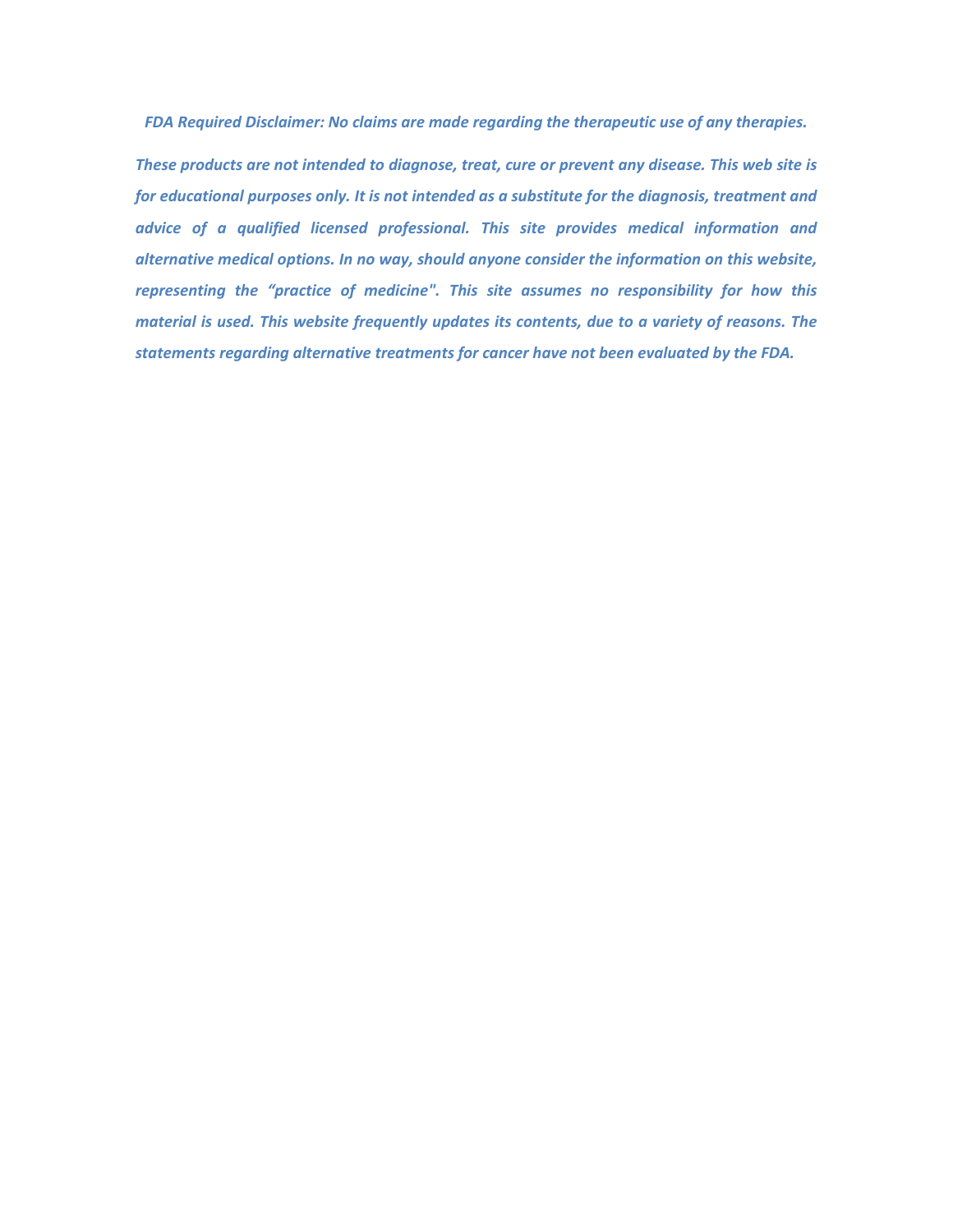*FDA Required Disclaimer: No claims are made regarding the therapeutic use of any therapies.*

*These products are not intended to diagnose, treat, cure or prevent any disease. This web site is for educational purposes only. It is not intended as a substitute for the diagnosis, treatment and advice of a qualified licensed professional. This site provides medical information and alternative medical options. In no way, should anyone consider the information on this website, representing the “practice of medicine". This site assumes no responsibility for how this material is used. This website frequently updates its contents, due to a variety of reasons. The statements regarding alternative treatments for cancer have not been evaluated by the FDA.*